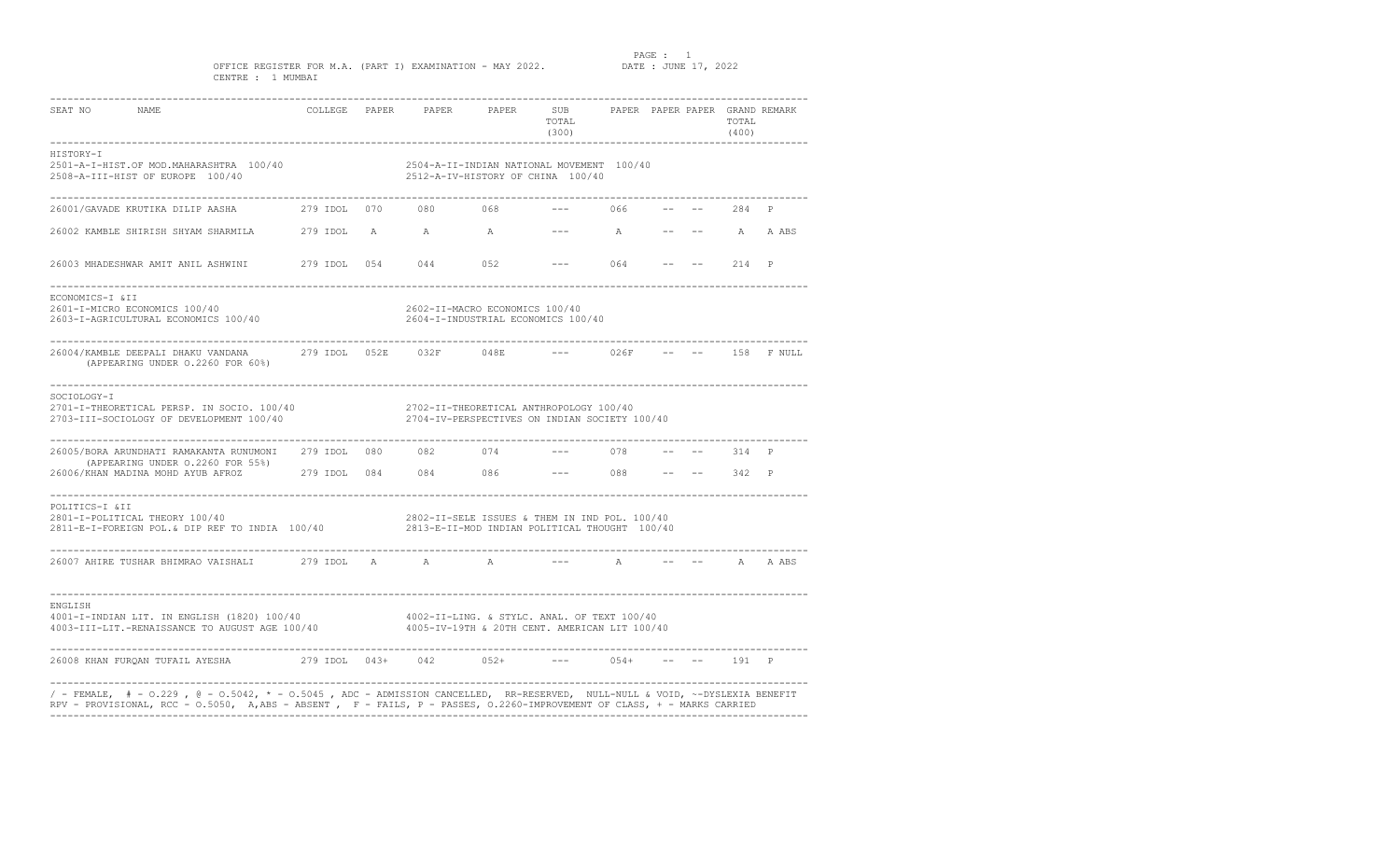OFFICE REGISTER FOR M.A. (PART I) EXAMINATION - MAY 2022.

DATE : JUNE 17, 2022

CENTRE : 1 MUMBAI

| SEAT NO | NAME | COLLEGE | PAPER | PAPER | PAPER | SUB TOTAL (300) | PAPER | PAPER | PAPER | GRAND TOTAL (400) | REMARK |
|---|---|---|---|---|---|---|---|---|---|---|---|
| **HISTORY-I** | 2501-A-I-HIST.OF MOD.MAHARASHTRA 100/40; 2504-A-II-INDIAN NATIONAL MOVEMENT 100/40; 2508-A-III-HIST OF EUROPE 100/40; 2512-A-IV-HISTORY OF CHINA 100/40 | | | | | | | | | | |
| 26001/ | GAVADE KRUTIKA DILIP AASHA | 279 IDOL | 070 | 080 | 068 | --- | 066 | -- | -- | 284 | P |
| 26002 | KAMBLE SHIRISH SHYAM SHARMILA | 279 IDOL | A | A | A | --- | A | -- | -- | A | A ABS |
| 26003 | MHADESHWAR AMIT ANIL ASHWINI | 279 IDOL | 054 | 044 | 052 | --- | 064 | -- | -- | 214 | P |
| **ECONOMICS-I &II** | 2601-I-MICRO ECONOMICS 100/40; 2602-II-MACRO ECONOMICS 100/40; 2603-I-AGRICULTURAL ECONOMICS 100/40; 2604-I-INDUSTRIAL ECONOMICS 100/40 | | | | | | | | | | |
| 26004/ | KAMBLE DEEPALI DHAKU VANDANA (APPEARING UNDER O.2260 FOR 60%) | 279 IDOL | 052E | 032F | 048E | --- | 026F | -- | -- | 158 | F NULL |
| **SOCIOLOGY-I** | 2701-I-THEORETICAL PERSP. IN SOCIO. 100/40; 2702-II-THEORETICAL ANTHROPOLOGY 100/40; 2703-III-SOCIOLOGY OF DEVELOPMENT 100/40; 2704-IV-PERSPECTIVES ON INDIAN SOCIETY 100/40 | | | | | | | | | | |
| 26005/ | BORA ARUNDHATI RAMAKANTA RUNUMONI (APPEARING UNDER O.2260 FOR 55%) | 279 IDOL | 080 | 082 | 074 | --- | 078 | -- | -- | 314 | P |
| 26006/ | KHAN MADINA MOHD AYUB AFROZ | 279 IDOL | 084 | 084 | 086 | --- | 088 | -- | -- | 342 | P |
| **POLITICS-I &II** | 2801-I-POLITICAL THEORY 100/40; 2802-II-SELE ISSUES & THEM IN IND POL. 100/40; 2811-E-I-FOREIGN POL.& DIP REF TO INDIA 100/40; 2813-E-II-MOD INDIAN POLITICAL THOUGHT 100/40 | | | | | | | | | | |
| 26007 | AHIRE TUSHAR BHIMRAO VAISHALI | 279 IDOL | A | A | A | --- | A | -- | -- | A | A ABS |
| **ENGLISH** | 4001-I-INDIAN LIT. IN ENGLISH (1820) 100/40; 4002-II-LING. & STYLC. ANAL. OF TEXT 100/40; 4003-III-LIT.-RENAISSANCE TO AUGUST AGE 100/40; 4005-IV-19TH & 20TH CENT. AMERICAN LIT 100/40 | | | | | | | | | | |
| 26008 | KHAN FURQAN TUFAIL AYESHA | 279 IDOL | 043+ | 042 | 052+ | --- | 054+ | -- | -- | 191 | P |

/ - FEMALE, # - O.229 , @ - O.5042, * - O.5045 , ADC - ADMISSION CANCELLED, RR-RESERVED, NULL-NULL & VOID, ~-DYSLEXIA BENEFIT
RPV - PROVISIONAL, RCC - O.5050, A,ABS - ABSENT , F - FAILS, P - PASSES, O.2260-IMPROVEMENT OF CLASS, + - MARKS CARRIED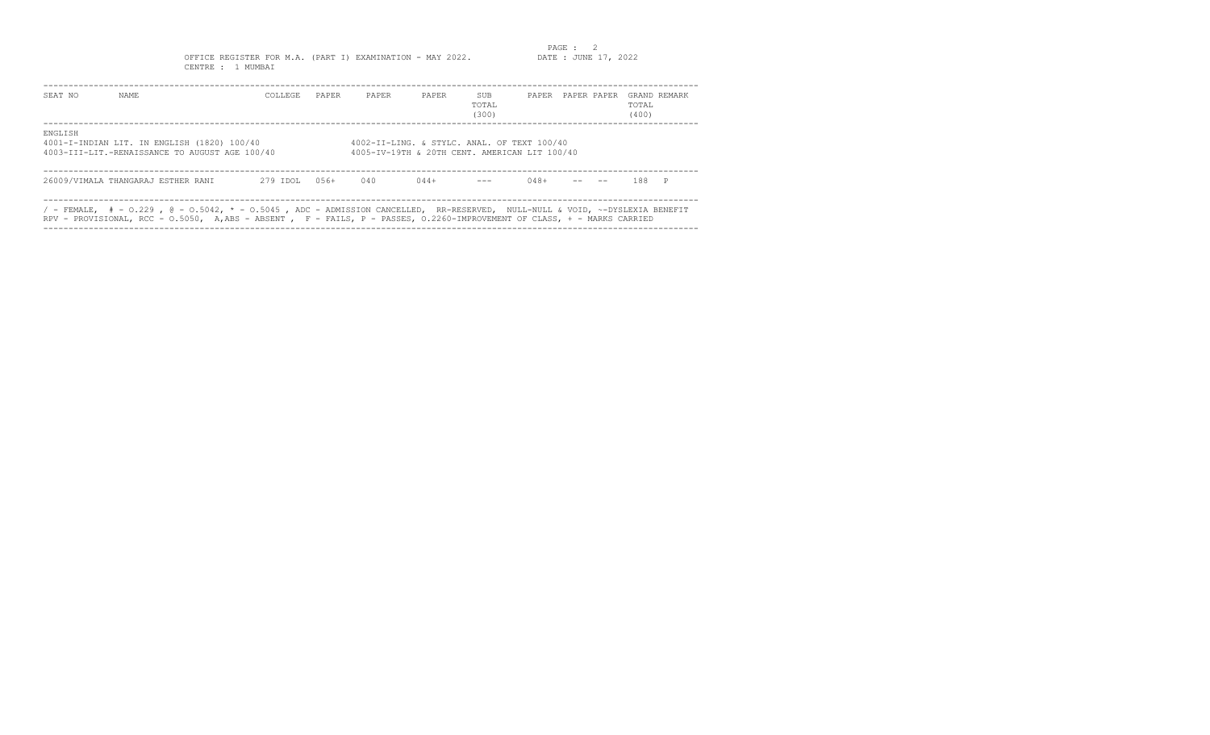OFFICE REGISTER FOR M.A. (PART I) EXAMINATION - MAY 2022.

CENTRE : 1 MUMBAI

DATE : JUNE 17, 2022

| SEAT NO | NAME | COLLEGE | PAPER | PAPER | PAPER | SUB TOTAL (300) | PAPER | PAPER | PAPER | GRAND TOTAL (400) | REMARK |
|---|---|---|---|---|---|---|---|---|---|---|---|

ENGLISH

4001-I-INDIAN LIT. IN ENGLISH (1820) 100/40

4002-II-LING. & STYLC. ANAL. OF TEXT 100/40

4003-III-LIT.-RENAISSANCE TO AUGUST AGE 100/40

4005-IV-19TH & 20TH CENT. AMERICAN LIT 100/40

| SEAT NO | NAME | COLLEGE | PAPER | PAPER | PAPER | SUB TOTAL (300) | PAPER | PAPER | PAPER | GRAND TOTAL (400) | REMARK |
|---|---|---|---|---|---|---|---|---|---|---|---|
| 26009 | /VIMALA THANGARAJ ESTHER RANI | 279 IDOL | 056+ | 040 | 044+ | --- | 048+ | -- | -- | 188 | P |

/ - FEMALE, # - O.229 , @ - O.5042, * - O.5045 , ADC - ADMISSION CANCELLED, RR-RESERVED, NULL-NULL & VOID, ~-DYSLEXIA BENEFIT
RPV - PROVISIONAL, RCC - O.5050, A,ABS - ABSENT , F - FAILS, P - PASSES, O.2260-IMPROVEMENT OF CLASS, + - MARKS CARRIED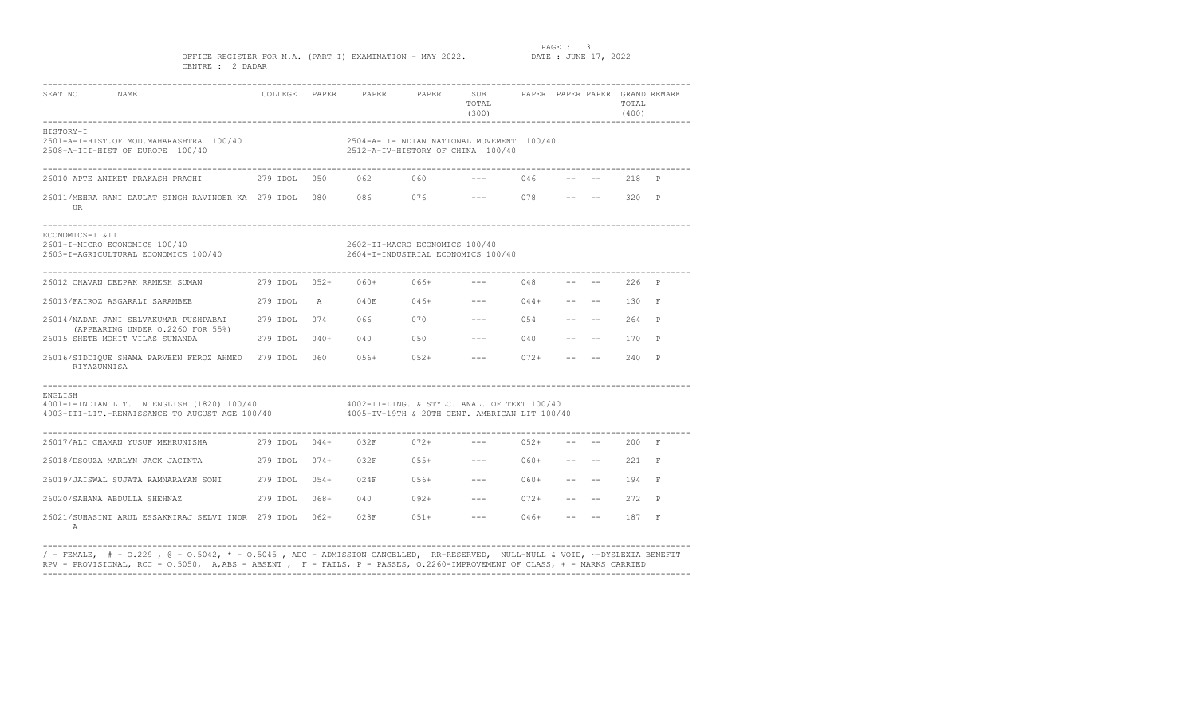OFFICE REGISTER FOR M.A. (PART I) EXAMINATION - MAY 2022.

CENTRE : 2 DADAR

DATE : JUNE 17, 2022

| SEAT NO | NAME | COLLEGE | PAPER | PAPER | PAPER | SUB TOTAL (300) | PAPER | PAPER | PAPER | GRAND TOTAL (400) | REMARK |
|---|---|---|---|---|---|---|---|---|---|---|---|

**HISTORY-I**

2501-A-I-HIST.OF MOD.MAHARASHTRA 100/40 &nbsp;&nbsp; 2504-A-II-INDIAN NATIONAL MOVEMENT 100/40

2508-A-III-HIST OF EUROPE 100/40 &nbsp;&nbsp; 2512-A-IV-HISTORY OF CHINA 100/40

| SEAT NO | NAME | COLLEGE | PAPER | PAPER | PAPER | SUB TOTAL (300) | PAPER | PAPER | PAPER | GRAND TOTAL (400) | REMARK |
|---|---|---|---|---|---|---|---|---|---|---|---|
| 26010 | APTE ANIKET PRAKASH PRACHI | 279 IDOL | 050 | 062 | 060 | --- | 046 | -- | -- | 218 | P |
| 26011/ | MEHRA RANI DAULAT SINGH RAVINDER KAUR | 279 IDOL | 080 | 086 | 076 | --- | 078 | -- | -- | 320 | P |

**ECONOMICS-I &II**

2601-I-MICRO ECONOMICS 100/40 &nbsp;&nbsp; 2602-II-MACRO ECONOMICS 100/40

2603-I-AGRICULTURAL ECONOMICS 100/40 &nbsp;&nbsp; 2604-I-INDUSTRIAL ECONOMICS 100/40

| SEAT NO | NAME | COLLEGE | PAPER | PAPER | PAPER | SUB TOTAL (300) | PAPER | PAPER | PAPER | GRAND TOTAL (400) | REMARK |
|---|---|---|---|---|---|---|---|---|---|---|---|
| 26012 | CHAVAN DEEPAK RAMESH SUMAN | 279 IDOL | 052+ | 060+ | 066+ | --- | 048 | -- | -- | 226 | P |
| 26013/ | FAIROZ ASGARALI SARAMBEE | 279 IDOL | A | 040E | 046+ | --- | 044+ | -- | -- | 130 | F |
| 26014/ | NADAR JANI SELVAKUMAR PUSHPABAI (APPEARING UNDER O.2260 FOR 55%) | 279 IDOL | 074 | 066 | 070 | --- | 054 | -- | -- | 264 | P |
| 26015 | SHETE MOHIT VILAS SUNANDA | 279 IDOL | 040+ | 040 | 050 | --- | 040 | -- | -- | 170 | P |
| 26016/ | SIDDIQUE SHAMA PARVEEN FEROZ AHMED RIYAZUNNISA | 279 IDOL | 060 | 056+ | 052+ | --- | 072+ | -- | -- | 240 | P |

**ENGLISH**

4001-I-INDIAN LIT. IN ENGLISH (1820) 100/40 &nbsp;&nbsp; 4002-II-LING. & STYLC. ANAL. OF TEXT 100/40

4003-III-LIT.-RENAISSANCE TO AUGUST AGE 100/40 &nbsp;&nbsp; 4005-IV-19TH & 20TH CENT. AMERICAN LIT 100/40

| SEAT NO | NAME | COLLEGE | PAPER | PAPER | PAPER | SUB TOTAL (300) | PAPER | PAPER | PAPER | GRAND TOTAL (400) | REMARK |
|---|---|---|---|---|---|---|---|---|---|---|---|
| 26017/ | ALI CHAMAN YUSUF MEHRUNISHA | 279 IDOL | 044+ | 032F | 072+ | --- | 052+ | -- | -- | 200 | F |
| 26018/ | DSOUZA MARLYN JACK JACINTA | 279 IDOL | 074+ | 032F | 055+ | --- | 060+ | -- | -- | 221 | F |
| 26019/ | JAISWAL SUJATA RAMNARAYAN SONI | 279 IDOL | 054+ | 024F | 056+ | --- | 060+ | -- | -- | 194 | F |
| 26020/ | SAHANA ABDULLA SHEHNAZ | 279 IDOL | 068+ | 040 | 092+ | --- | 072+ | -- | -- | 272 | P |
| 26021/ | SUHASINI ARUL ESSAKKIRAJ SELVI INDRA | 279 IDOL | 062+ | 028F | 051+ | --- | 046+ | -- | -- | 187 | F |

/ - FEMALE, # - O.229 , @ - O.5042, * - O.5045 , ADC - ADMISSION CANCELLED, RR-RESERVED, NULL-NULL & VOID, ~-DYSLEXIA BENEFIT
RPV - PROVISIONAL, RCC - O.5050, A,ABS - ABSENT , F - FAILS, P - PASSES, O.2260-IMPROVEMENT OF CLASS, + - MARKS CARRIED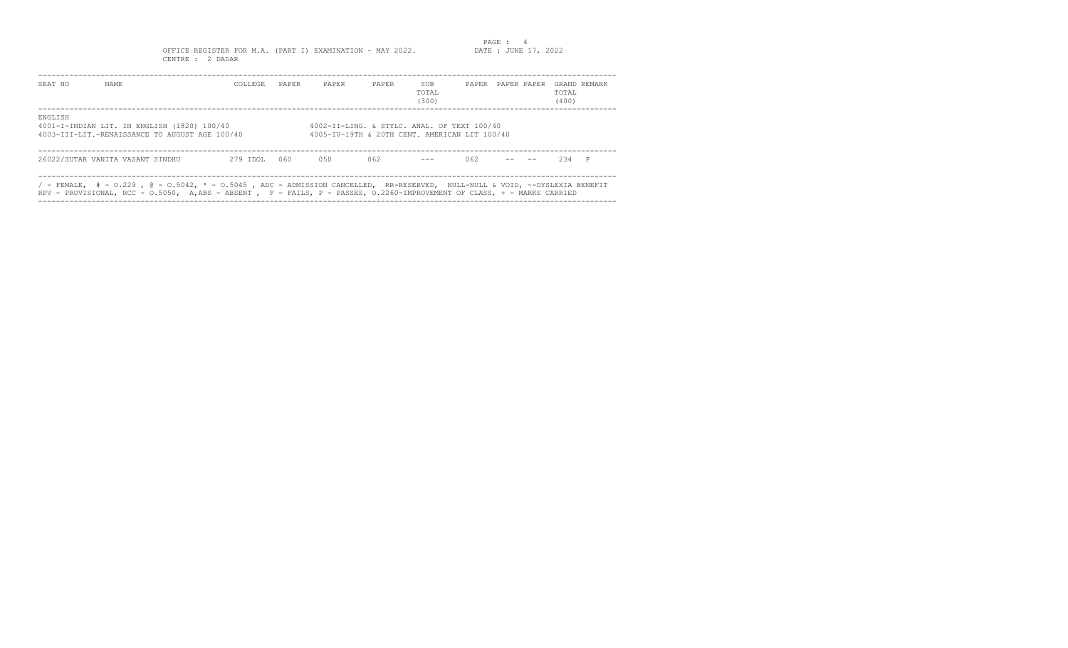OFFICE REGISTER FOR M.A. (PART I) EXAMINATION - MAY 2022.

DATE : JUNE 17, 2022

CENTRE : 2 DADAR

| SEAT NO | NAME | COLLEGE | PAPER | PAPER | PAPER | SUB TOTAL (300) | PAPER | PAPER | PAPER | GRAND TOTAL (400) | REMARK |
|---|---|---|---|---|---|---|---|---|---|---|---|

ENGLISH

4001-I-INDIAN LIT. IN ENGLISH (1820) 100/40
4002-II-LING. & STYLC. ANAL. OF TEXT 100/40
4003-III-LIT.-RENAISSANCE TO AUGUST AGE 100/40
4005-IV-19TH & 20TH CENT. AMERICAN LIT 100/40

| SEAT NO | NAME | COLLEGE | PAPER | PAPER | PAPER | SUB TOTAL (300) | PAPER | PAPER | PAPER | GRAND TOTAL (400) | REMARK |
|---|---|---|---|---|---|---|---|---|---|---|---|
| 26022 | /SUTAR VANITA VASANT SINDHU | 279 IDOL | 060 | 050 | 062 | --- | 062 | -- | -- | 234 | P |

/ - FEMALE, # - O.229 , @ - O.5042, * - O.5045 , ADC - ADMISSION CANCELLED, RR-RESERVED, NULL-NULL & VOID, ~-DYSLEXIA BENEFIT
RPV - PROVISIONAL, RCC - O.5050, A,ABS - ABSENT , F - FAILS, P - PASSES, O.2260-IMPROVEMENT OF CLASS, + - MARKS CARRIED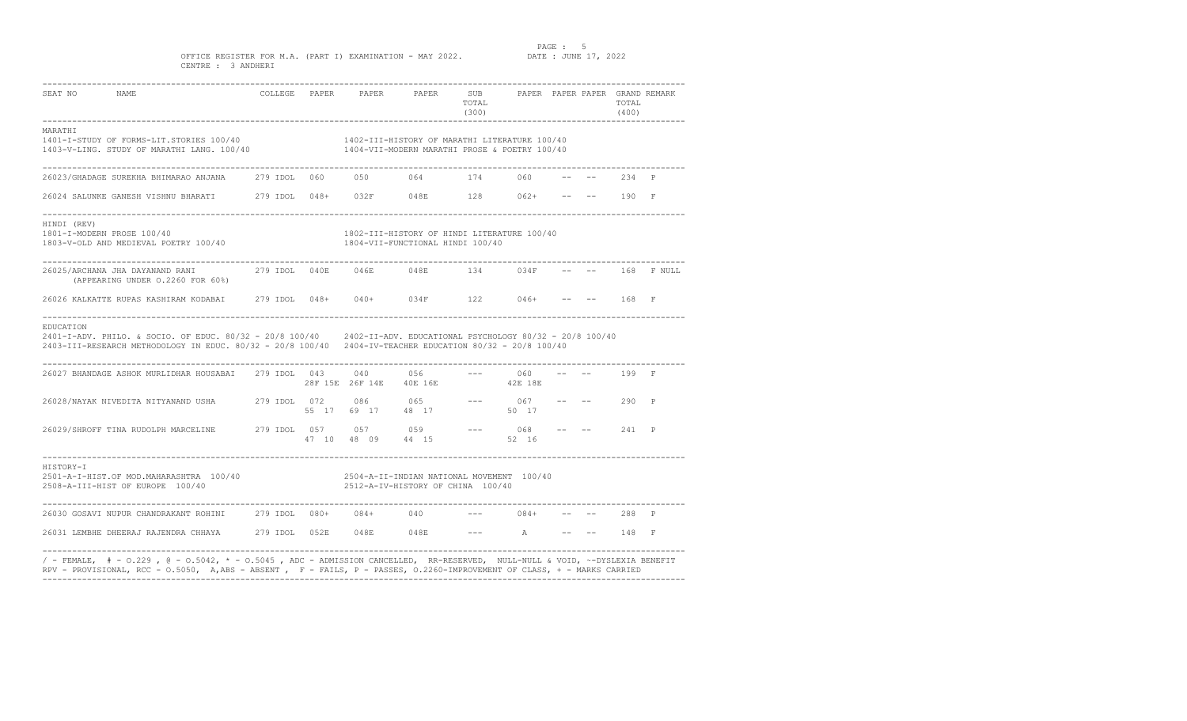OFFICE REGISTER FOR M.A. (PART I) EXAMINATION - MAY 2022.

DATE : JUNE 17, 2022

CENTRE : 3 ANDHERI

| SEAT NO | NAME | COLLEGE | PAPER | PAPER | PAPER | SUB TOTAL (300) | PAPER | PAPER | PAPER | GRAND TOTAL (400) | REMARK |
|---|---|---|---|---|---|---|---|---|---|---|---|

## MARATHI

1401-I-STUDY OF FORMS-LIT.STORIES 100/40
1402-III-HISTORY OF MARATHI LITERATURE 100/40
1403-V-LING. STUDY OF MARATHI LANG. 100/40
1404-VII-MODERN MARATHI PROSE & POETRY 100/40

| SEAT NO | NAME | COLLEGE | PAPER | PAPER | PAPER | SUB TOTAL (300) | PAPER | PAPER | PAPER | GRAND TOTAL (400) | REMARK |
|---|---|---|---|---|---|---|---|---|---|---|---|
| 26023/ | GHADAGE SUREKHA BHIMARAO ANJANA | 279 IDOL | 060 | 050 | 064 | 174 | 060 | -- | -- | 234 | P |
| 26024 | SALUNKE GANESH VISHNU BHARATI | 279 IDOL | 048+ | 032F | 048E | 128 | 062+ | -- | -- | 190 | F |

## HINDI (REV)

1801-I-MODERN PROSE 100/40
1802-III-HISTORY OF HINDI LITERATURE 100/40
1803-V-OLD AND MEDIEVAL POETRY 100/40
1804-VII-FUNCTIONAL HINDI 100/40

| SEAT NO | NAME | COLLEGE | PAPER | PAPER | PAPER | SUB TOTAL (300) | PAPER | PAPER | PAPER | GRAND TOTAL (400) | REMARK |
|---|---|---|---|---|---|---|---|---|---|---|---|
| 26025/ | ARCHANA JHA DAYANAND RANI (APPEARING UNDER O.2260 FOR 60%) | 279 IDOL | 040E | 046E | 048E | 134 | 034F | -- | -- | 168 | F NULL |
| 26026 | KALKATTE RUPAS KASHIRAM KODABAI | 279 IDOL | 048+ | 040+ | 034F | 122 | 046+ | -- | -- | 168 | F |

## EDUCATION

2401-I-ADV. PHILO. & SOCIO. OF EDUC. 80/32 - 20/8 100/40
2402-II-ADV. EDUCATIONAL PSYCHOLOGY 80/32 - 20/8 100/40
2403-III-RESEARCH METHODOLOGY IN EDUC. 80/32 - 20/8 100/40
2404-IV-TEACHER EDUCATION 80/32 - 20/8 100/40

| SEAT NO | NAME | COLLEGE | PAPER | PAPER | PAPER | SUB TOTAL (300) | PAPER | PAPER | PAPER | GRAND TOTAL (400) | REMARK |
|---|---|---|---|---|---|---|---|---|---|---|---|
| 26027 | BHANDAGE ASHOK MURLIDHAR HOUSABAI | 279 IDOL | 043 (28F 15E) | 040 (26F 14E) | 056 (40E 16E) | --- | 060 (42E 18E) | -- | -- | 199 | F |
| 26028/ | NAYAK NIVEDITA NITYANAND USHA | 279 IDOL | 072 (55 17) | 086 (69 17) | 065 (48 17) | --- | 067 (50 17) | -- | -- | 290 | P |
| 26029/ | SHROFF TINA RUDOLPH MARCELINE | 279 IDOL | 057 (47 10) | 057 (48 09) | 059 (44 15) | --- | 068 (52 16) | -- | -- | 241 | P |

## HISTORY-I

2501-A-I-HIST.OF MOD.MAHARASHTRA 100/40
2504-A-II-INDIAN NATIONAL MOVEMENT 100/40
2508-A-III-HIST OF EUROPE 100/40
2512-A-IV-HISTORY OF CHINA 100/40

| SEAT NO | NAME | COLLEGE | PAPER | PAPER | PAPER | SUB TOTAL (300) | PAPER | PAPER | PAPER | GRAND TOTAL (400) | REMARK |
|---|---|---|---|---|---|---|---|---|---|---|---|
| 26030 | GOSAVI NUPUR CHANDRAKANT ROHINI | 279 IDOL | 080+ | 084+ | 040 | --- | 084+ | -- | -- | 288 | P |
| 26031 | LEMBHE DHEERAJ RAJENDRA CHHAYA | 279 IDOL | 052E | 048E | 048E | --- | A | -- | -- | 148 | F |

/ - FEMALE, # - O.229 , @ - O.5042, * - O.5045 , ADC - ADMISSION CANCELLED, RR-RESERVED, NULL-NULL & VOID, ~-DYSLEXIA BENEFIT
RPV - PROVISIONAL, RCC - O.5050, A,ABS - ABSENT , F - FAILS, P - PASSES, O.2260-IMPROVEMENT OF CLASS, + - MARKS CARRIED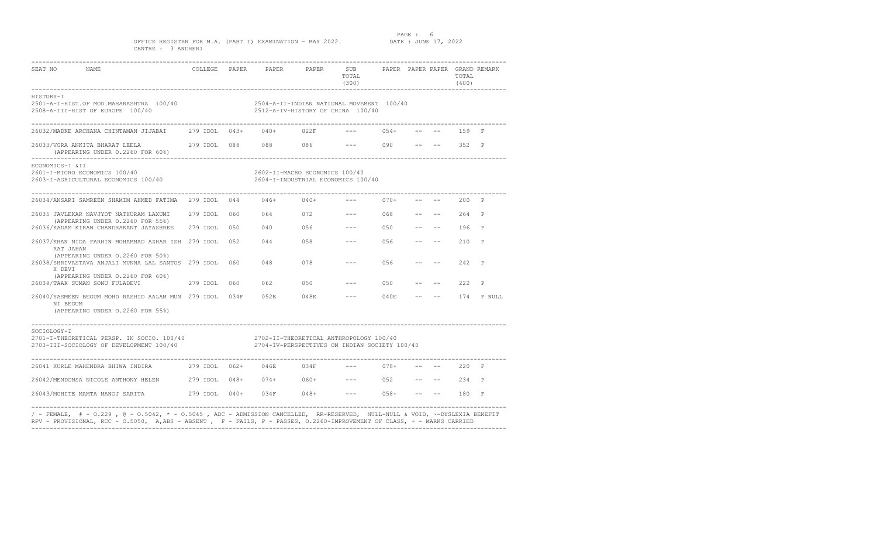OFFICE REGISTER FOR M.A. (PART I) EXAMINATION - MAY 2022. DATE : JUNE 17, 2022

CENTRE : 3 ANDHERI

| SEAT NO | NAME | COLLEGE | PAPER | PAPER | PAPER | SUB TOTAL (300) | PAPER | PAPER | PAPER | GRAND TOTAL (400) | REMARK |
|---|---|---|---|---|---|---|---|---|---|---|---|

HISTORY-I

2501-A-I-HIST.OF MOD.MAHARASHTRA 100/40
2504-A-II-INDIAN NATIONAL MOVEMENT 100/40
2508-A-III-HIST OF EUROPE 100/40
2512-A-IV-HISTORY OF CHINA 100/40

| SEAT NO | NAME | COLLEGE | PAPER | PAPER | PAPER | SUB TOTAL (300) | PAPER | PAPER | PAPER | GRAND TOTAL (400) | REMARK |
|---|---|---|---|---|---|---|---|---|---|---|---|
| 26032 | /MADKE ARCHANA CHINTAMAN JIJABAI | 279 IDOL | 043+ | 040+ | 022F | --- | 054+ | -- | -- | 159 | F |
| 26033 | /VORA ANKITA BHARAT LEELA (APPEARING UNDER O.2260 FOR 60%) | 279 IDOL | 088 | 088 | 086 | --- | 090 | -- | -- | 352 | P |

ECONOMICS-I &II

2601-I-MICRO ECONOMICS 100/40
2602-II-MACRO ECONOMICS 100/40
2603-I-AGRICULTURAL ECONOMICS 100/40
2604-I-INDUSTRIAL ECONOMICS 100/40

| SEAT NO | NAME | COLLEGE | PAPER | PAPER | PAPER | SUB TOTAL (300) | PAPER | PAPER | PAPER | GRAND TOTAL (400) | REMARK |
|---|---|---|---|---|---|---|---|---|---|---|---|
| 26034 | /ANSARI SAMREEN SHAMIM AHMED FATIMA | 279 IDOL | 044 | 046+ | 040+ | --- | 070+ | -- | -- | 200 | P |
| 26035 | JAVLEKAR NAVJYOT NATHURAM LAXUMI (APPEARING UNDER O.2260 FOR 55%) | 279 IDOL | 060 | 064 | 072 | --- | 068 | -- | -- | 264 | P |
| 26036 | /KADAM KIRAN CHANDRAKANT JAYASHREE | 279 IDOL | 050 | 040 | 056 | --- | 050 | -- | -- | 196 | P |
| 26037 | /KHAN NIDA FARHIN MOHAMMAD AZHAR ISHRAT JAHAN (APPEARING UNDER O.2260 FOR 50%) | 279 IDOL | 052 | 044 | 058 | --- | 056 | -- | -- | 210 | P |
| 26038 | /SHRIVASTAVA ANJALI MUNNA LAL SANTOSH DEVI (APPEARING UNDER O.2260 FOR 60%) | 279 IDOL | 060 | 048 | 078 | --- | 056 | -- | -- | 242 | P |
| 26039 | /TAAK SUMAN SONU FULADEVI | 279 IDOL | 060 | 062 | 050 | --- | 050 | -- | -- | 222 | P |
| 26040 | /YASMEEN BEGUM MOHD RASHID AALAM MUNNI BEGUM (APPEARING UNDER O.2260 FOR 55%) | 279 IDOL | 034F | 052E | 048E | --- | 040E | -- | -- | 174 | F NULL |

SOCIOLOGY-I

2701-I-THEORETICAL PERSP. IN SOCIO. 100/40
2702-II-THEORETICAL ANTHROPOLOGY 100/40
2703-III-SOCIOLOGY OF DEVELOPMENT 100/40
2704-IV-PERSPECTIVES ON INDIAN SOCIETY 100/40

| SEAT NO | NAME | COLLEGE | PAPER | PAPER | PAPER | SUB TOTAL (300) | PAPER | PAPER | PAPER | GRAND TOTAL (400) | REMARK |
|---|---|---|---|---|---|---|---|---|---|---|---|
| 26041 | KURLE MAHENDRA BHIWA INDIRA | 279 IDOL | 062+ | 046E | 034F | --- | 078+ | -- | -- | 220 | F |
| 26042 | /MENDONSA NICOLE ANTHONY HELEN | 279 IDOL | 048+ | 074+ | 060+ | --- | 052 | -- | -- | 234 | P |
| 26043 | /MOHITE MAMTA MANOJ SARITA | 279 IDOL | 040+ | 034F | 048+ | --- | 058+ | -- | -- | 180 | F |

/ - FEMALE, # - O.229 , @ - O.5042, * - O.5045 , ADC - ADMISSION CANCELLED, RR-RESERVED, NULL-NULL & VOID, ~-DYSLEXIA BENEFIT
RPV - PROVISIONAL, RCC - O.5050, A,ABS - ABSENT , F - FAILS, P - PASSES, O.2260-IMPROVEMENT OF CLASS, + - MARKS CARRIED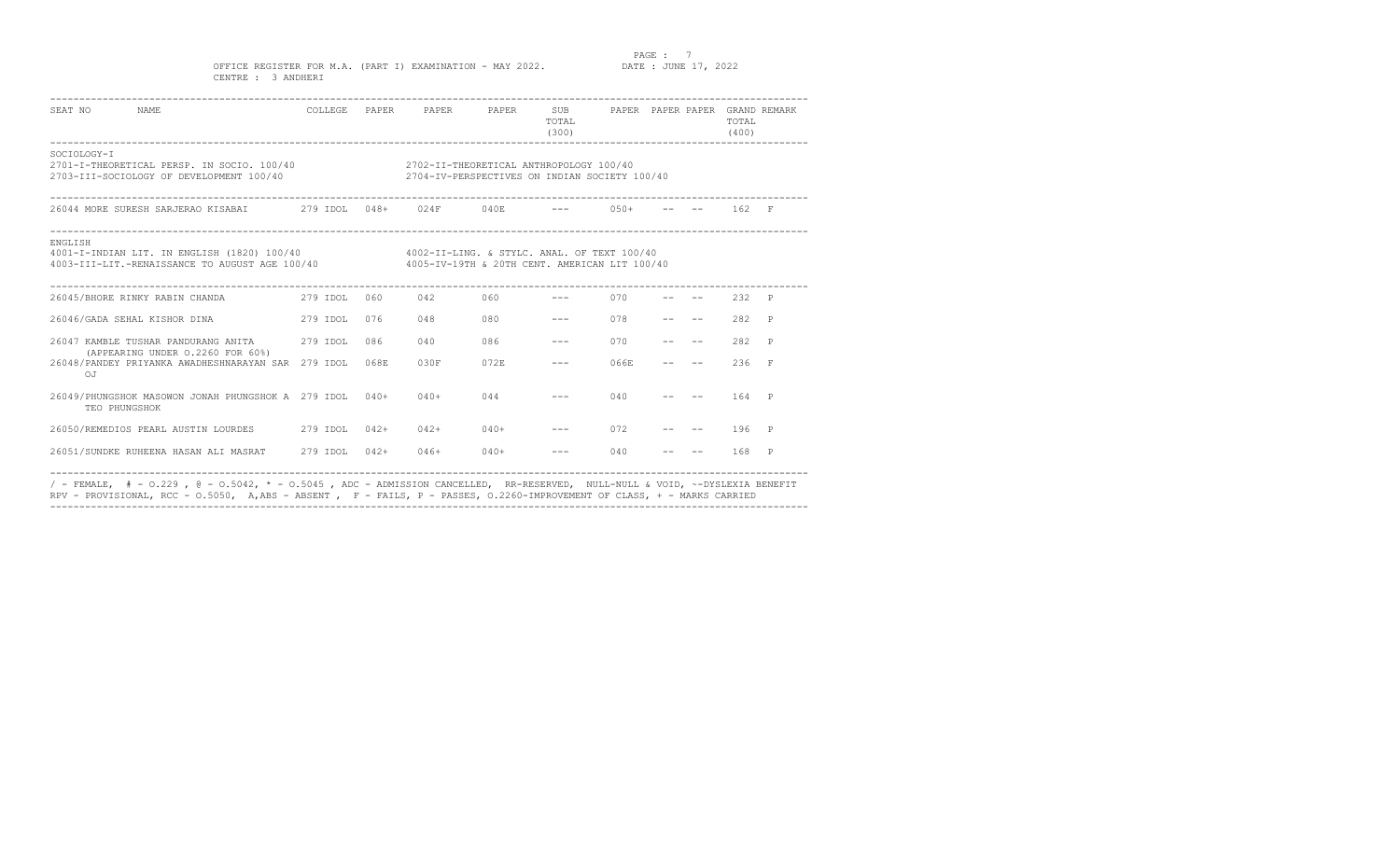OFFICE REGISTER FOR M.A. (PART I) EXAMINATION - MAY 2022. DATE : JUNE 17, 2022

CENTRE : 3 ANDHERI

| SEAT NO | NAME | COLLEGE | PAPER | PAPER | PAPER | SUB TOTAL (300) | PAPER | PAPER | PAPER | GRAND TOTAL (400) | REMARK |
|---|---|---|---|---|---|---|---|---|---|---|---|

**SOCIOLOGY-I**

2701-I-THEORETICAL PERSP. IN SOCIO. 100/40
2702-II-THEORETICAL ANTHROPOLOGY 100/40
2703-III-SOCIOLOGY OF DEVELOPMENT 100/40
2704-IV-PERSPECTIVES ON INDIAN SOCIETY 100/40

| SEAT NO | NAME | COLLEGE | PAPER | PAPER | PAPER | SUB TOTAL (300) | PAPER | PAPER | PAPER | GRAND TOTAL (400) | REMARK |
|---|---|---|---|---|---|---|---|---|---|---|---|
| 26044 | MORE SURESH SARJERAO KISABAI | 279 IDOL | 048+ | 024F | 040E | --- | 050+ | -- | -- | 162 | F |

**ENGLISH**

4001-I-INDIAN LIT. IN ENGLISH (1820) 100/40
4002-II-LING. & STYLC. ANAL. OF TEXT 100/40
4003-III-LIT.-RENAISSANCE TO AUGUST AGE 100/40
4005-IV-19TH & 20TH CENT. AMERICAN LIT 100/40

| SEAT NO | NAME | COLLEGE | PAPER | PAPER | PAPER | SUB TOTAL (300) | PAPER | PAPER | PAPER | GRAND TOTAL (400) | REMARK |
|---|---|---|---|---|---|---|---|---|---|---|---|
| 26045/ | BHORE RINKY RABIN CHANDA | 279 IDOL | 060 | 042 | 060 | --- | 070 | -- | -- | 232 | P |
| 26046/ | GADA SEHAL KISHOR DINA | 279 IDOL | 076 | 048 | 080 | --- | 078 | -- | -- | 282 | P |
| 26047 | KAMBLE TUSHAR PANDURANG ANITA (APPEARING UNDER O.2260 FOR 60%) | 279 IDOL | 086 | 040 | 086 | --- | 070 | -- | -- | 282 | P |
| 26048/ | PANDEY PRIYANKA AWADHESHNARAYAN SAROJ | 279 IDOL | 068E | 030F | 072E | --- | 066E | -- | -- | 236 | F |
| 26049/ | PHUNGSHOK MASOWON JONAH PHUNGSHOK ATEO PHUNGSHOK | 279 IDOL | 040+ | 040+ | 044 | --- | 040 | -- | -- | 164 | P |
| 26050/ | REMEDIOS PEARL AUSTIN LOURDES | 279 IDOL | 042+ | 042+ | 040+ | --- | 072 | -- | -- | 196 | P |
| 26051/ | SUNDKE RUHEENA HASAN ALI MASRAT | 279 IDOL | 042+ | 046+ | 040+ | --- | 040 | -- | -- | 168 | P |

/ - FEMALE, # - O.229 , @ - O.5042, * - O.5045 , ADC - ADMISSION CANCELLED, RR-RESERVED, NULL-NULL & VOID, ~-DYSLEXIA BENEFIT
RPV - PROVISIONAL, RCC - O.5050, A,ABS - ABSENT , F - FAILS, P - PASSES, O.2260-IMPROVEMENT OF CLASS, + - MARKS CARRIED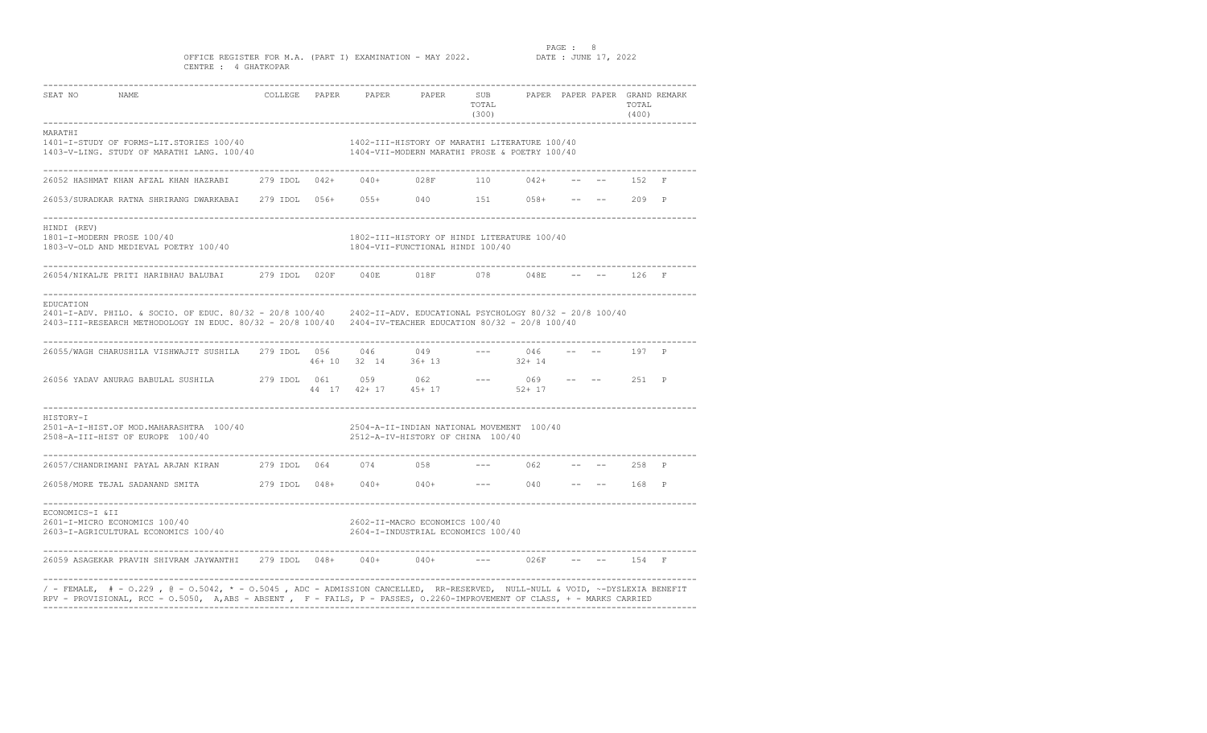OFFICE REGISTER FOR M.A. (PART I) EXAMINATION - MAY 2022. DATE : JUNE 17, 2022

CENTRE : 4 GHATKOPAR

| SEAT NO | NAME | COLLEGE | PAPER | PAPER | PAPER | SUB TOTAL (300) | PAPER | PAPER | PAPER | GRAND TOTAL (400) | REMARK |
|---|---|---|---|---|---|---|---|---|---|---|---|

**MARATHI**

1401-I-STUDY OF FORMS-LIT.STORIES 100/40 &nbsp;&nbsp; 1402-III-HISTORY OF MARATHI LITERATURE 100/40

1403-V-LING. STUDY OF MARATHI LANG. 100/40 &nbsp;&nbsp; 1404-VII-MODERN MARATHI PROSE & POETRY 100/40

| SEAT NO | NAME | COLLEGE | PAPER | PAPER | PAPER | SUB TOTAL (300) | PAPER | PAPER | PAPER | GRAND TOTAL (400) | REMARK |
|---|---|---|---|---|---|---|---|---|---|---|---|
| 26052 | HASHMAT KHAN AFZAL KHAN HAZRABI | 279 IDOL | 042+ | 040+ | 028F | 110 | 042+ | -- | -- | 152 | F |
| 26053/ | SURADKAR RATNA SHRIRANG DWARKABAI | 279 IDOL | 056+ | 055+ | 040 | 151 | 058+ | -- | -- | 209 | P |

**HINDI (REV)**

1801-I-MODERN PROSE 100/40 &nbsp;&nbsp; 1802-III-HISTORY OF HINDI LITERATURE 100/40

1803-V-OLD AND MEDIEVAL POETRY 100/40 &nbsp;&nbsp; 1804-VII-FUNCTIONAL HINDI 100/40

| SEAT NO | NAME | COLLEGE | PAPER | PAPER | PAPER | SUB TOTAL (300) | PAPER | PAPER | PAPER | GRAND TOTAL (400) | REMARK |
|---|---|---|---|---|---|---|---|---|---|---|---|
| 26054/ | NIKALJE PRITI HARIBHAU BALUBAI | 279 IDOL | 020F | 040E | 018F | 078 | 048E | -- | -- | 126 | F |

**EDUCATION**

2401-I-ADV. PHILO. & SOCIO. OF EDUC. 80/32 - 20/8 100/40 &nbsp;&nbsp; 2402-II-ADV. EDUCATIONAL PSYCHOLOGY 80/32 - 20/8 100/40

2403-III-RESEARCH METHODOLOGY IN EDUC. 80/32 - 20/8 100/40 &nbsp;&nbsp; 2404-IV-TEACHER EDUCATION 80/32 - 20/8 100/40

| SEAT NO | NAME | COLLEGE | PAPER | PAPER | PAPER | SUB TOTAL (300) | PAPER | PAPER | PAPER | GRAND TOTAL (400) | REMARK |
|---|---|---|---|---|---|---|---|---|---|---|---|
| 26055/ | WAGH CHARUSHILA VISHWAJIT SUSHILA | 279 IDOL | 056 | 046 | 049 | --- | 046 | -- | -- | 197 | P |
| | | | 46+ 10 | 32 14 | 36+ 13 | | 32+ 14 | | | | |
| 26056 | YADAV ANURAG BABULAL SUSHILA | 279 IDOL | 061 | 059 | 062 | --- | 069 | -- | -- | 251 | P |
| | | | 44 17 | 42+ 17 | 45+ 17 | | 52+ 17 | | | | |

**HISTORY-I**

2501-A-I-HIST.OF MOD.MAHARASHTRA 100/40 &nbsp;&nbsp; 2504-A-II-INDIAN NATIONAL MOVEMENT 100/40

2508-A-III-HIST OF EUROPE 100/40 &nbsp;&nbsp; 2512-A-IV-HISTORY OF CHINA 100/40

| SEAT NO | NAME | COLLEGE | PAPER | PAPER | PAPER | SUB TOTAL (300) | PAPER | PAPER | PAPER | GRAND TOTAL (400) | REMARK |
|---|---|---|---|---|---|---|---|---|---|---|---|
| 26057/ | CHANDRIMANI PAYAL ARJAN KIRAN | 279 IDOL | 064 | 074 | 058 | --- | 062 | -- | -- | 258 | P |
| 26058/ | MORE TEJAL SADANAND SMITA | 279 IDOL | 048+ | 040+ | 040+ | --- | 040 | -- | -- | 168 | P |

**ECONOMICS-I &II**

2601-I-MICRO ECONOMICS 100/40 &nbsp;&nbsp; 2602-II-MACRO ECONOMICS 100/40

2603-I-AGRICULTURAL ECONOMICS 100/40 &nbsp;&nbsp; 2604-I-INDUSTRIAL ECONOMICS 100/40

| SEAT NO | NAME | COLLEGE | PAPER | PAPER | PAPER | SUB TOTAL (300) | PAPER | PAPER | PAPER | GRAND TOTAL (400) | REMARK |
|---|---|---|---|---|---|---|---|---|---|---|---|
| 26059 | ASAGEKAR PRAVIN SHIVRAM JAYWANTHI | 279 IDOL | 048+ | 040+ | 040+ | --- | 026F | -- | -- | 154 | F |

/ - FEMALE, # - O.229 , @ - O.5042, * - O.5045 , ADC - ADMISSION CANCELLED, RR-RESERVED, NULL-NULL & VOID, ~-DYSLEXIA BENEFIT
RPV - PROVISIONAL, RCC - O.5050, A,ABS - ABSENT , F - FAILS, P - PASSES, O.2260-IMPROVEMENT OF CLASS, + - MARKS CARRIED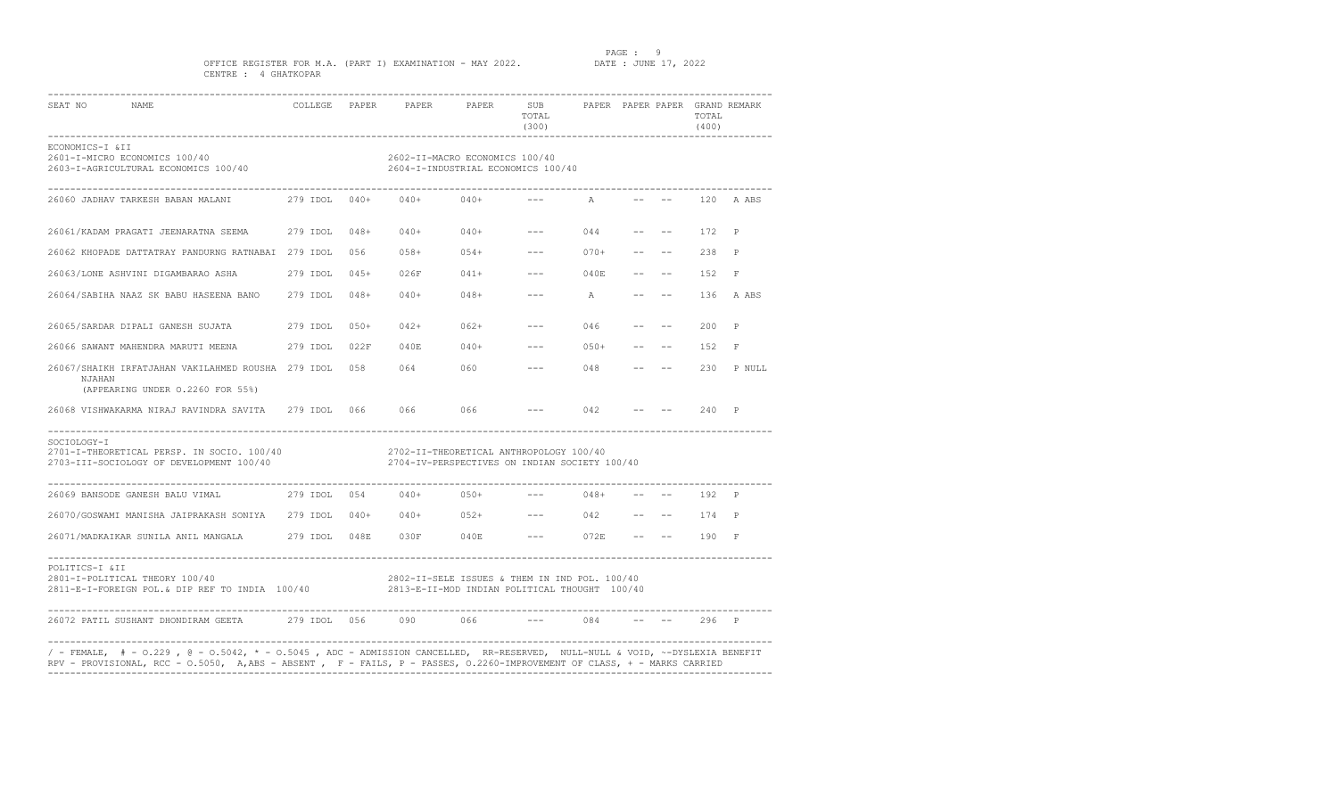OFFICE REGISTER FOR M.A. (PART I) EXAMINATION - MAY 2022. DATE : JUNE 17, 2022

CENTRE : 4 GHATKOPAR

| SEAT NO | NAME | COLLEGE | PAPER | PAPER | PAPER | SUB TOTAL (300) | PAPER | PAPER | PAPER | GRAND TOTAL (400) | REMARK |
|---|---|---|---|---|---|---|---|---|---|---|---|
| ECONOMICS-I &II | | | | | | | | | | | |
| 2601-I-MICRO ECONOMICS 100/40 | | | 2602-II-MACRO ECONOMICS 100/40 | | | | | | | | |
| 2603-I-AGRICULTURAL ECONOMICS 100/40 | | | 2604-I-INDUSTRIAL ECONOMICS 100/40 | | | | | | | | |
| 26060 | JADHAV TARKESH BABAN MALANI | 279 IDOL | 040+ | 040+ | 040+ | --- | A | -- | -- | 120 | A ABS |
| 26061/ | KADAM PRAGATI JEENARATNA SEEMA | 279 IDOL | 048+ | 040+ | 040+ | --- | 044 | -- | -- | 172 | P |
| 26062 | KHOPADE DATTATRAY PANDURNG RATNABAI | 279 IDOL | 056 | 058+ | 054+ | --- | 070+ | -- | -- | 238 | P |
| 26063/ | LONE ASHVINI DIGAMBARAO ASHA | 279 IDOL | 045+ | 026F | 041+ | --- | 040E | -- | -- | 152 | F |
| 26064/ | SABIHA NAAZ SK BABU HASEENA BANO | 279 IDOL | 048+ | 040+ | 048+ | --- | A | -- | -- | 136 | A ABS |
| 26065/ | SARDAR DIPALI GANESH SUJATA | 279 IDOL | 050+ | 042+ | 062+ | --- | 046 | -- | -- | 200 | P |
| 26066 | SAWANT MAHENDRA MARUTI MEENA | 279 IDOL | 022F | 040E | 040+ | --- | 050+ | -- | -- | 152 | F |
| 26067/ | SHAIKH IRFATJAHAN VAKILAHMED ROUSHA NJAHAN (APPEARING UNDER O.2260 FOR 55%) | 279 IDOL | 058 | 064 | 060 | --- | 048 | -- | -- | 230 | P NULL |
| 26068 | VISHWAKARMA NIRAJ RAVINDRA SAVITA | 279 IDOL | 066 | 066 | 066 | --- | 042 | -- | -- | 240 | P |
| SOCIOLOGY-I | | | | | | | | | | | |
| 2701-I-THEORETICAL PERSP. IN SOCIO. 100/40 | | | 2702-II-THEORETICAL ANTHROPOLOGY 100/40 | | | | | | | | |
| 2703-III-SOCIOLOGY OF DEVELOPMENT 100/40 | | | 2704-IV-PERSPECTIVES ON INDIAN SOCIETY 100/40 | | | | | | | | |
| 26069 | BANSODE GANESH BALU VIMAL | 279 IDOL | 054 | 040+ | 050+ | --- | 048+ | -- | -- | 192 | P |
| 26070/ | GOSWAMI MANISHA JAIPRAKASH SONIYA | 279 IDOL | 040+ | 040+ | 052+ | --- | 042 | -- | -- | 174 | P |
| 26071/ | MADKAIKAR SUNILA ANIL MANGALA | 279 IDOL | 048E | 030F | 040E | --- | 072E | -- | -- | 190 | F |
| POLITICS-I &II | | | | | | | | | | | |
| 2801-I-POLITICAL THEORY 100/40 | | | 2802-II-SELE ISSUES & THEM IN IND POL. 100/40 | | | | | | | | |
| 2811-E-I-FOREIGN POL.& DIP REF TO INDIA 100/40 | | | 2813-E-II-MOD INDIAN POLITICAL THOUGHT 100/40 | | | | | | | | |
| 26072 | PATIL SUSHANT DHONDIRAM GEETA | 279 IDOL | 056 | 090 | 066 | --- | 084 | -- | -- | 296 | P |

/ - FEMALE, # - O.229 , @ - O.5042, * - O.5045 , ADC - ADMISSION CANCELLED, RR-RESERVED, NULL-NULL & VOID, ~-DYSLEXIA BENEFIT
RPV - PROVISIONAL, RCC - O.5050, A,ABS - ABSENT , F - FAILS, P - PASSES, O.2260-IMPROVEMENT OF CLASS, + - MARKS CARRIED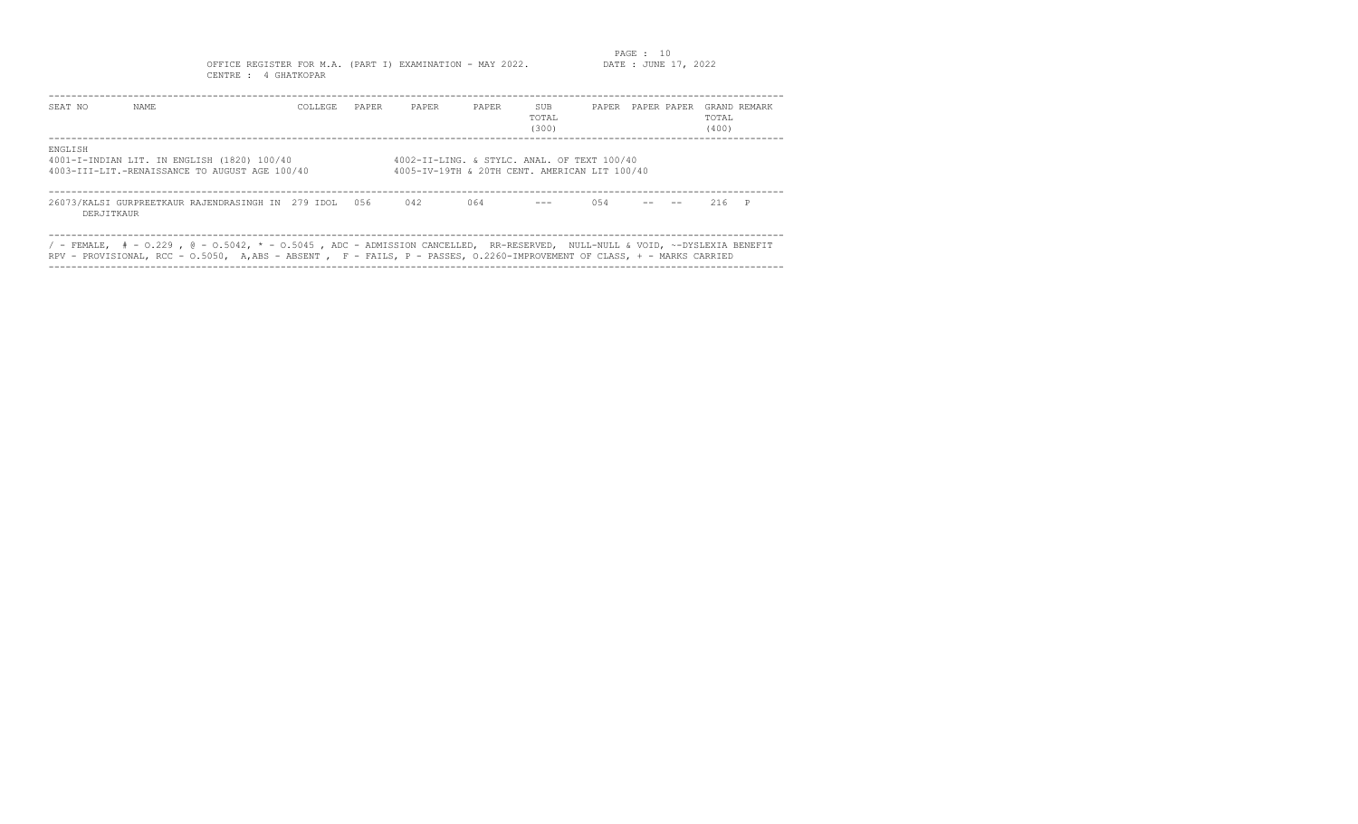OFFICE REGISTER FOR M.A. (PART I) EXAMINATION - MAY 2022.

DATE : JUNE 17, 2022

CENTRE : 4 GHATKOPAR

| SEAT NO | NAME | COLLEGE | PAPER | PAPER | PAPER | SUB TOTAL (300) | PAPER | PAPER | PAPER | GRAND TOTAL (400) | REMARK |
|---|---|---|---|---|---|---|---|---|---|---|---|

ENGLISH

4001-I-INDIAN LIT. IN ENGLISH (1820) 100/40

4002-II-LING. & STYLC. ANAL. OF TEXT 100/40

4003-III-LIT.-RENAISSANCE TO AUGUST AGE 100/40

4005-IV-19TH & 20TH CENT. AMERICAN LIT 100/40

| SEAT NO | NAME | COLLEGE | PAPER | PAPER | PAPER | SUB TOTAL (300) | PAPER | PAPER | PAPER | GRAND TOTAL (400) | REMARK |
|---|---|---|---|---|---|---|---|---|---|---|---|
| 26073/ | KALSI GURPREETKAUR RAJENDRASINGH IN DERJITKAUR | 279 IDOL | 056 | 042 | 064 | --- | 054 | -- | -- | 216 | P |

/ - FEMALE, # - O.229 , @ - O.5042, * - O.5045 , ADC - ADMISSION CANCELLED, RR-RESERVED, NULL-NULL & VOID, ~-DYSLEXIA BENEFIT
RPV - PROVISIONAL, RCC - O.5050, A,ABS - ABSENT , F - FAILS, P - PASSES, O.2260-IMPROVEMENT OF CLASS, + - MARKS CARRIED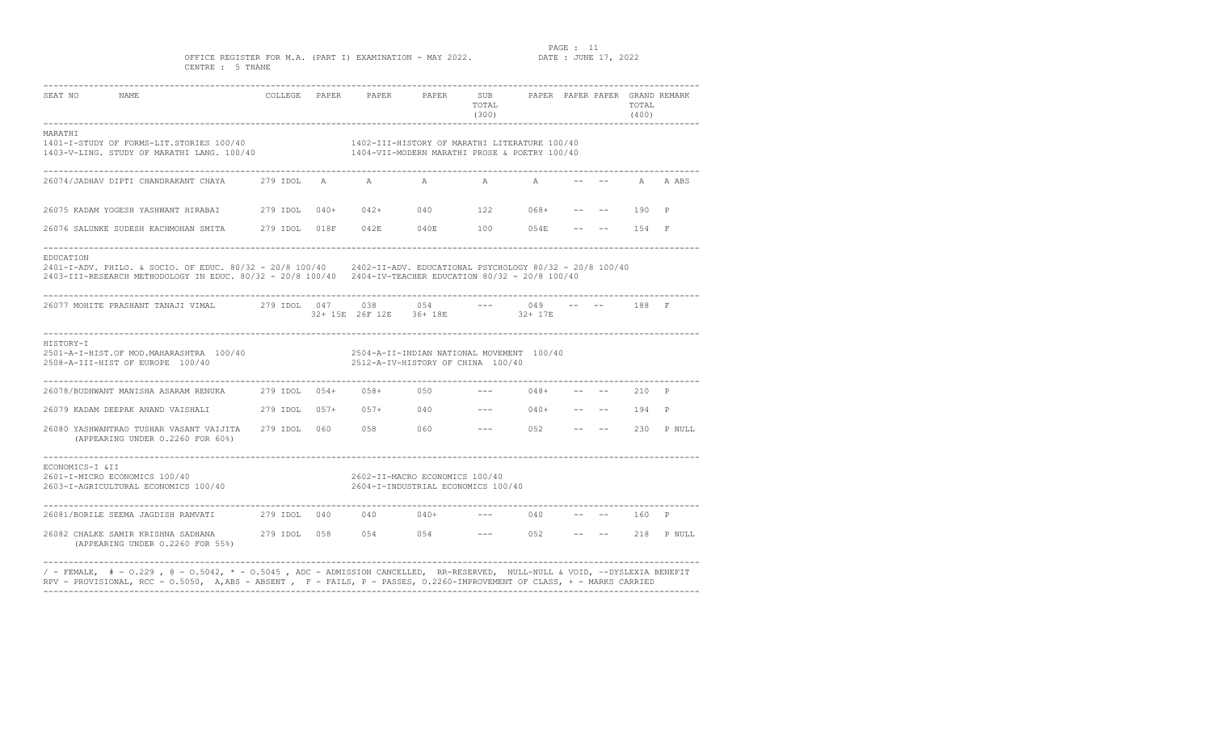OFFICE REGISTER FOR M.A. (PART I) EXAMINATION - MAY 2022.
CENTRE : 5 THANE

DATE : JUNE 17, 2022

| SEAT NO | NAME | COLLEGE | PAPER | PAPER | PAPER | SUB TOTAL (300) | PAPER | PAPER | PAPER | GRAND TOTAL (400) | REMARK |
|---|---|---|---|---|---|---|---|---|---|---|---|

**MARATHI**
1401-I-STUDY OF FORMS-LIT.STORIES 100/40    1402-III-HISTORY OF MARATHI LITERATURE 100/40
1403-V-LING. STUDY OF MARATHI LANG. 100/40    1404-VII-MODERN MARATHI PROSE & POETRY 100/40

| SEAT NO | NAME | COLLEGE | PAPER | PAPER | PAPER | SUB TOTAL (300) | PAPER | PAPER | PAPER | GRAND TOTAL (400) | REMARK |
|---|---|---|---|---|---|---|---|---|---|---|---|
| 26074/ | JADHAV DIPTI CHANDRAKANT CHAYA | 279 IDOL | A | A | A | A | A | -- | -- | A | A ABS |
| 26075 | KADAM YOGESH YASHWANT HIRABAI | 279 IDOL | 040+ | 042+ | 040 | 122 | 068+ | -- | -- | 190 | P |
| 26076 | SALUNKE SUDESH KACHMOHAN SMITA | 279 IDOL | 018F | 042E | 040E | 100 | 054E | -- | -- | 154 | F |

**EDUCATION**
2401-I-ADV. PHILO. & SOCIO. OF EDUC. 80/32 - 20/8 100/40    2402-II-ADV. EDUCATIONAL PSYCHOLOGY 80/32 - 20/8 100/40
2403-III-RESEARCH METHODOLOGY IN EDUC. 80/32 - 20/8 100/40    2404-IV-TEACHER EDUCATION 80/32 - 20/8 100/40

| SEAT NO | NAME | COLLEGE | PAPER | PAPER | PAPER | SUB TOTAL (300) | PAPER | PAPER | PAPER | GRAND TOTAL (400) | REMARK |
|---|---|---|---|---|---|---|---|---|---|---|---|
| 26077 | MOHITE PRASHANT TANAJI VIMAL | 279 IDOL | 047<br>32+ 15E | 038<br>26F 12E | 054<br>36+ 18E | --- | 049<br>32+ 17E | -- | -- | 188 | F |

**HISTORY-I**
2501-A-I-HIST.OF MOD.MAHARASHTRA 100/40    2504-A-II-INDIAN NATIONAL MOVEMENT 100/40
2508-A-III-HIST OF EUROPE 100/40    2512-A-IV-HISTORY OF CHINA 100/40

| SEAT NO | NAME | COLLEGE | PAPER | PAPER | PAPER | SUB TOTAL (300) | PAPER | PAPER | PAPER | GRAND TOTAL (400) | REMARK |
|---|---|---|---|---|---|---|---|---|---|---|---|
| 26078/ | BUDHWANT MANISHA ASARAM RENUKA | 279 IDOL | 054+ | 058+ | 050 | --- | 048+ | -- | -- | 210 | P |
| 26079 | KADAM DEEPAK ANAND VAISHALI | 279 IDOL | 057+ | 057+ | 040 | --- | 040+ | -- | -- | 194 | P |
| 26080 | YASHWANTRAO TUSHAR VASANT VAIJITA (APPEARING UNDER O.2260 FOR 60%) | 279 IDOL | 060 | 058 | 060 | --- | 052 | -- | -- | 230 | P NULL |

**ECONOMICS-I &II**
2601-I-MICRO ECONOMICS 100/40    2602-II-MACRO ECONOMICS 100/40
2603-I-AGRICULTURAL ECONOMICS 100/40    2604-I-INDUSTRIAL ECONOMICS 100/40

| SEAT NO | NAME | COLLEGE | PAPER | PAPER | PAPER | SUB TOTAL (300) | PAPER | PAPER | PAPER | GRAND TOTAL (400) | REMARK |
|---|---|---|---|---|---|---|---|---|---|---|---|
| 26081/ | BORILE SEEMA JAGDISH RAMVATI | 279 IDOL | 040 | 040 | 040+ | --- | 040 | -- | -- | 160 | P |
| 26082 | CHALKE SAMIR KRISHNA SADHANA (APPEARING UNDER O.2260 FOR 55%) | 279 IDOL | 058 | 054 | 054 | --- | 052 | -- | -- | 218 | P NULL |

/ - FEMALE, # - O.229 , @ - O.5042, * - O.5045 , ADC - ADMISSION CANCELLED, RR-RESERVED, NULL-NULL & VOID, ~-DYSLEXIA BENEFIT
RPV - PROVISIONAL, RCC - O.5050, A,ABS - ABSENT , F - FAILS, P - PASSES, O.2260-IMPROVEMENT OF CLASS, + - MARKS CARRIED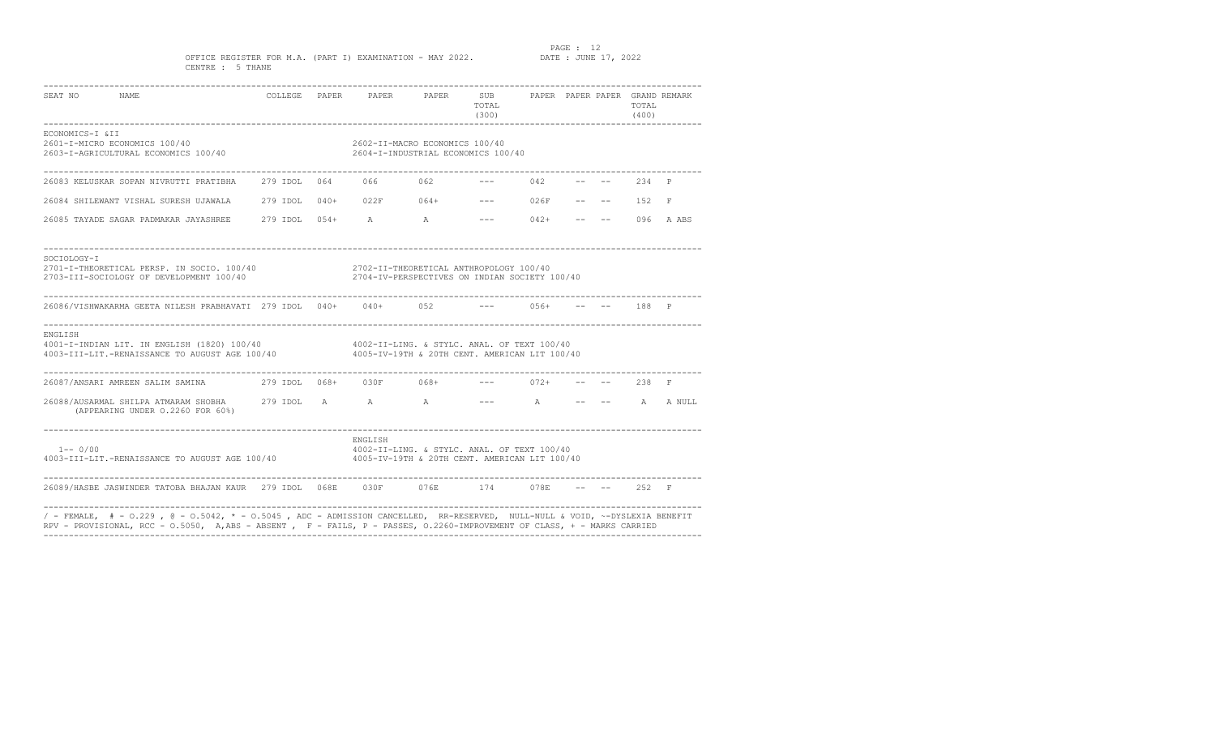OFFICE REGISTER FOR M.A. (PART I) EXAMINATION - MAY 2022.
DATE : JUNE 17, 2022
CENTRE : 5 THANE

| SEAT NO | NAME | COLLEGE | PAPER | PAPER | PAPER | SUB TOTAL (300) | PAPER | PAPER | PAPER | GRAND TOTAL (400) | REMARK |
|---|---|---|---|---|---|---|---|---|---|---|---|
| **ECONOMICS-I &II** | 2601-I-MICRO ECONOMICS 100/40; 2603-I-AGRICULTURAL ECONOMICS 100/40; 2602-II-MACRO ECONOMICS 100/40; 2604-I-INDUSTRIAL ECONOMICS 100/40 | | | | | | | | | | |
| 26083 | KELUSKAR SOPAN NIVRUTTI PRATIBHA | 279 IDOL | 064 | 066 | 062 | --- | 042 | -- | -- | 234 | P |
| 26084 | SHILEWANT VISHAL SURESH UJAWALA | 279 IDOL | 040+ | 022F | 064+ | --- | 026F | -- | -- | 152 | F |
| 26085 | TAYADE SAGAR PADMAKAR JAYASHREE | 279 IDOL | 054+ | A | A | --- | 042+ | -- | -- | 096 | A ABS |
| **SOCIOLOGY-I** | 2701-I-THEORETICAL PERSP. IN SOCIO. 100/40; 2703-III-SOCIOLOGY OF DEVELOPMENT 100/40; 2702-II-THEORETICAL ANTHROPOLOGY 100/40; 2704-IV-PERSPECTIVES ON INDIAN SOCIETY 100/40 | | | | | | | | | | |
| 26086/ | VISHWAKARMA GEETA NILESH PRABHAVATI | 279 IDOL | 040+ | 040+ | 052 | --- | 056+ | -- | -- | 188 | P |
| **ENGLISH** | 4001-I-INDIAN LIT. IN ENGLISH (1820) 100/40; 4003-III-LIT.-RENAISSANCE TO AUGUST AGE 100/40; 4002-II-LING. & STYLC. ANAL. OF TEXT 100/40; 4005-IV-19TH & 20TH CENT. AMERICAN LIT 100/40 | | | | | | | | | | |
| 26087/ | ANSARI AMREEN SALIM SAMINA | 279 IDOL | 068+ | 030F | 068+ | --- | 072+ | -- | -- | 238 | F |
| 26088/ | AUSARMAL SHILPA ATMARAM SHOBHA (APPEARING UNDER O.2260 FOR 60%) | 279 IDOL | A | A | A | --- | A | -- | -- | A | A NULL |
| **ENGLISH** | 1-- 0/00; 4003-III-LIT.-RENAISSANCE TO AUGUST AGE 100/40; 4002-II-LING. & STYLC. ANAL. OF TEXT 100/40; 4005-IV-19TH & 20TH CENT. AMERICAN LIT 100/40 | | | | | | | | | | |
| 26089/ | HASBE JASWINDER TATOBA BHAJAN KAUR | 279 IDOL | 068E | 030F | 076E | 174 | 078E | -- | -- | 252 | F |

/ - FEMALE, # - O.229 , @ - O.5042, * - O.5045 , ADC - ADMISSION CANCELLED, RR-RESERVED, NULL-NULL & VOID, ~-DYSLEXIA BENEFIT
RPV - PROVISIONAL, RCC - O.5050, A,ABS - ABSENT , F - FAILS, P - PASSES, O.2260-IMPROVEMENT OF CLASS, + - MARKS CARRIED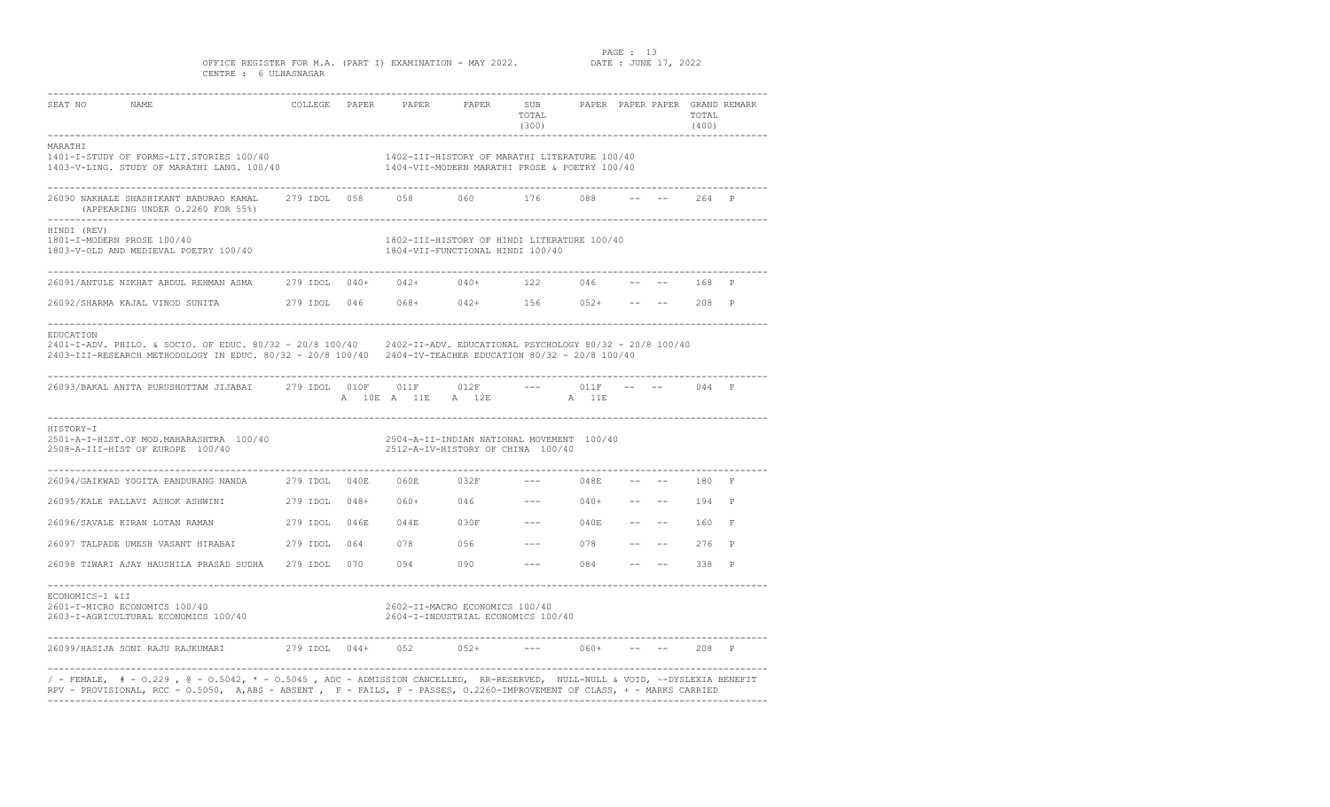OFFICE REGISTER FOR M.A. (PART I) EXAMINATION - MAY 2022.

DATE : JUNE 17, 2022

CENTRE : 6 ULHASNAGAR

| SEAT NO | NAME | COLLEGE | PAPER | PAPER | PAPER | SUB TOTAL (300) | PAPER | PAPER | PAPER | GRAND TOTAL (400) | REMARK |
|---|---|---|---|---|---|---|---|---|---|---|---|
| **MARATHI** | | | | | | | | | | | |
| 1401-I-STUDY OF FORMS-LIT.STORIES 100/40 | | 1402-III-HISTORY OF MARATHI LITERATURE 100/40 | | | | | | | | | |
| 1403-V-LING. STUDY OF MARATHI LANG. 100/40 | | 1404-VII-MODERN MARATHI PROSE & POETRY 100/40 | | | | | | | | | |
| 26090 | NAKHALE SHASHIKANT BABURAO KAMAL (APPEARING UNDER O.2260 FOR 55%) | 279 IDOL | 058 | 058 | 060 | 176 | 088 | -- | -- | 264 | P |
| **HINDI (REV)** | | | | | | | | | | | |
| 1801-I-MODERN PROSE 100/40 | | 1802-III-HISTORY OF HINDI LITERATURE 100/40 | | | | | | | | | |
| 1803-V-OLD AND MEDIEVAL POETRY 100/40 | | 1804-VII-FUNCTIONAL HINDI 100/40 | | | | | | | | | |
| 26091/ | ANTULE NIKHAT ABDUL REHMAN ASMA | 279 IDOL | 040+ | 042+ | 040+ | 122 | 046 | -- | -- | 168 | P |
| 26092/ | SHARMA KAJAL VINOD SUNITA | 279 IDOL | 046 | 068+ | 042+ | 156 | 052+ | -- | -- | 208 | P |
| **EDUCATION** | | | | | | | | | | | |
| 2401-I-ADV. PHILO. & SOCIO. OF EDUC. 80/32 - 20/8 100/40 | | 2402-II-ADV. EDUCATIONAL PSYCHOLOGY 80/32 - 20/8 100/40 | | | | | | | | | |
| 2403-III-RESEARCH METHODOLOGY IN EDUC. 80/32 - 20/8 100/40 | | 2404-IV-TEACHER EDUCATION 80/32 - 20/8 100/40 | | | | | | | | | |
| 26093/ | BAKAL ANITA PURUSHOTTAM JIJABAI | 279 IDOL | 010F A 10E | 011F A 11E | 012F A 12E | --- | 011F A 11E | -- | -- | 044 | F |
| **HISTORY-I** | | | | | | | | | | | |
| 2501-A-I-HIST.OF MOD.MAHARASHTRA 100/40 | | 2504-A-II-INDIAN NATIONAL MOVEMENT 100/40 | | | | | | | | | |
| 2508-A-III-HIST OF EUROPE 100/40 | | 2512-A-IV-HISTORY OF CHINA 100/40 | | | | | | | | | |
| 26094/ | GAIKWAD YOGITA PANDURANG NANDA | 279 IDOL | 040E | 060E | 032F | --- | 048E | -- | -- | 180 | F |
| 26095/ | KALE PALLAVI ASHOK ASHWINI | 279 IDOL | 048+ | 060+ | 046 | --- | 040+ | -- | -- | 194 | P |
| 26096/ | SAVALE KIRAN LOTAN RAMAN | 279 IDOL | 046E | 044E | 030F | --- | 040E | -- | -- | 160 | F |
| 26097 | TALPADE UMESH VASANT HIRABAI | 279 IDOL | 064 | 078 | 056 | --- | 078 | -- | -- | 276 | P |
| 26098 | TIWARI AJAY HAUSHILA PRASAD SUDHA | 279 IDOL | 070 | 094 | 090 | --- | 084 | -- | -- | 338 | P |
| **ECONOMICS-I &II** | | | | | | | | | | | |
| 2601-I-MICRO ECONOMICS 100/40 | | 2602-II-MACRO ECONOMICS 100/40 | | | | | | | | | |
| 2603-I-AGRICULTURAL ECONOMICS 100/40 | | 2604-I-INDUSTRIAL ECONOMICS 100/40 | | | | | | | | | |
| 26099/ | HASIJA SONI RAJU RAJKUMARI | 279 IDOL | 044+ | 052 | 052+ | --- | 060+ | -- | -- | 208 | P |

/ - FEMALE, # - O.229 , @ - O.5042, * - O.5045 , ADC - ADMISSION CANCELLED, RR-RESERVED, NULL-NULL & VOID, ~-DYSLEXIA BENEFIT
RPV - PROVISIONAL, RCC - O.5050, A,ABS - ABSENT , F - FAILS, P - PASSES, O.2260-IMPROVEMENT OF CLASS, + - MARKS CARRIED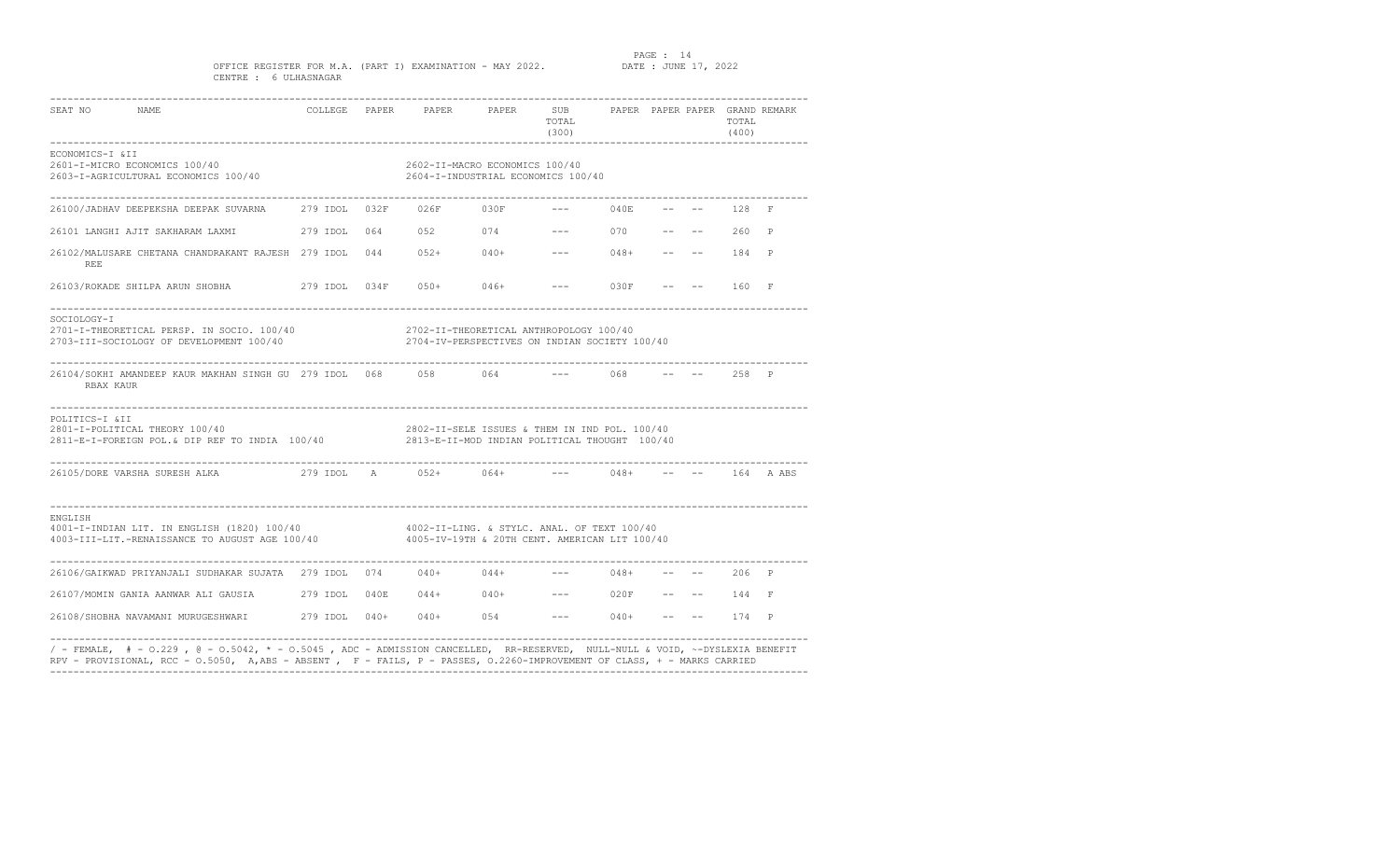OFFICE REGISTER FOR M.A. (PART I) EXAMINATION - MAY 2022.        DATE : JUNE 17, 2022

CENTRE : 6 ULHASNAGAR

| SEAT NO | NAME | COLLEGE | PAPER | PAPER | PAPER | SUB TOTAL (300) | PAPER | PAPER | PAPER | GRAND TOTAL (400) | REMARK |
|---|---|---|---|---|---|---|---|---|---|---|---|
| **ECONOMICS-I &II** | | | | | | | | | | | |
| 2601-I-MICRO ECONOMICS 100/40 | | | 2602-II-MACRO ECONOMICS 100/40 | | | | | | | | |
| 2603-I-AGRICULTURAL ECONOMICS 100/40 | | | 2604-I-INDUSTRIAL ECONOMICS 100/40 | | | | | | | | |
| 26100/ | JADHAV DEEPEKSHA DEEPAK SUVARNA | 279 IDOL | 032F | 026F | 030F | --- | 040E | -- | -- | 128 | F |
| 26101 | LANGHI AJIT SAKHARAM LAXMI | 279 IDOL | 064 | 052 | 074 | --- | 070 | -- | -- | 260 | P |
| 26102/ | MALUSARE CHETANA CHANDRAKANT RAJESH REE | 279 IDOL | 044 | 052+ | 040+ | --- | 048+ | -- | -- | 184 | P |
| 26103/ | ROKADE SHILPA ARUN SHOBHA | 279 IDOL | 034F | 050+ | 046+ | --- | 030F | -- | -- | 160 | F |
| **SOCIOLOGY-I** | | | | | | | | | | | |
| 2701-I-THEORETICAL PERSP. IN SOCIO. 100/40 | | | 2702-II-THEORETICAL ANTHROPOLOGY 100/40 | | | | | | | | |
| 2703-III-SOCIOLOGY OF DEVELOPMENT 100/40 | | | 2704-IV-PERSPECTIVES ON INDIAN SOCIETY 100/40 | | | | | | | | |
| 26104/ | SOKHI AMANDEEP KAUR MAKHAN SINGH GU RBAX KAUR | 279 IDOL | 068 | 058 | 064 | --- | 068 | -- | -- | 258 | P |
| **POLITICS-I &II** | | | | | | | | | | | |
| 2801-I-POLITICAL THEORY 100/40 | | | 2802-II-SELE ISSUES & THEM IN IND POL. 100/40 | | | | | | | | |
| 2811-E-I-FOREIGN POL.& DIP REF TO INDIA 100/40 | | | 2813-E-II-MOD INDIAN POLITICAL THOUGHT 100/40 | | | | | | | | |
| 26105/ | DORE VARSHA SURESH ALKA | 279 IDOL | A | 052+ | 064+ | --- | 048+ | -- | -- | 164 | A ABS |
| **ENGLISH** | | | | | | | | | | | |
| 4001-I-INDIAN LIT. IN ENGLISH (1820) 100/40 | | | 4002-II-LING. & STYLC. ANAL. OF TEXT 100/40 | | | | | | | | |
| 4003-III-LIT.-RENAISSANCE TO AUGUST AGE 100/40 | | | 4005-IV-19TH & 20TH CENT. AMERICAN LIT 100/40 | | | | | | | | |
| 26106/ | GAIKWAD PRIYANJALI SUDHAKAR SUJATA | 279 IDOL | 074 | 040+ | 044+ | --- | 048+ | -- | -- | 206 | P |
| 26107/ | MOMIN GANIA AANWAR ALI GAUSIA | 279 IDOL | 040E | 044+ | 040+ | --- | 020F | -- | -- | 144 | F |
| 26108/ | SHOBHA NAVAMANI MURUGESHWARI | 279 IDOL | 040+ | 040+ | 054 | --- | 040+ | -- | -- | 174 | P |

/ - FEMALE, # - O.229 , @ - O.5042, * - O.5045 , ADC - ADMISSION CANCELLED, RR-RESERVED, NULL-NULL & VOID, ~-DYSLEXIA BENEFIT
RPV - PROVISIONAL, RCC - O.5050, A,ABS - ABSENT , F - FAILS, P - PASSES, O.2260-IMPROVEMENT OF CLASS, + - MARKS CARRIED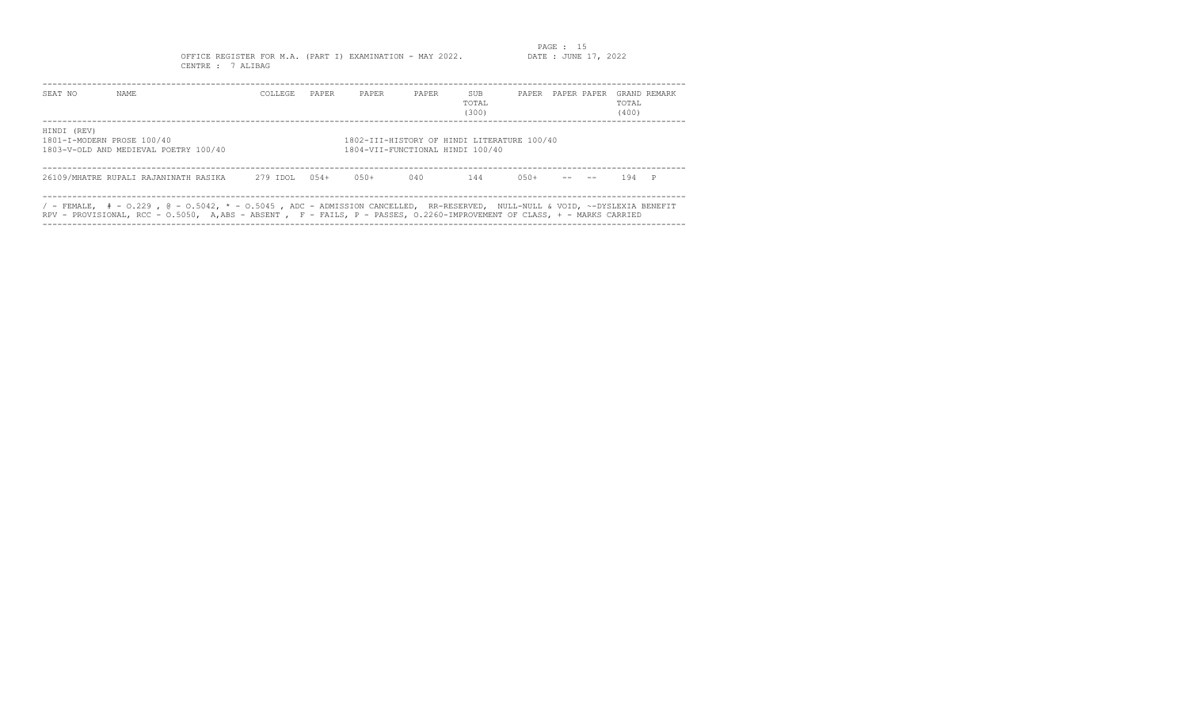OFFICE REGISTER FOR M.A. (PART I) EXAMINATION - MAY 2022.

DATE : JUNE 17, 2022

CENTRE : 7 ALIBAG

| SEAT NO | NAME | COLLEGE | PAPER | PAPER | PAPER | SUB TOTAL (300) | PAPER | PAPER | PAPER | GRAND TOTAL (400) | REMARK |
|---|---|---|---|---|---|---|---|---|---|---|---|

HINDI (REV)

1801-I-MODERN PROSE 100/40

1802-III-HISTORY OF HINDI LITERATURE 100/40

1803-V-OLD AND MEDIEVAL POETRY 100/40

1804-VII-FUNCTIONAL HINDI 100/40

| SEAT NO | NAME | COLLEGE | PAPER | PAPER | PAPER | SUB TOTAL (300) | PAPER | PAPER | PAPER | GRAND TOTAL (400) | REMARK |
|---|---|---|---|---|---|---|---|---|---|---|---|
| 26109 | /MHATRE RUPALI RAJANINATH RASIKA | 279 IDOL | 054+ | 050+ | 040 | 144 | 050+ | -- | -- | 194 | P |

/ - FEMALE, # - O.229 , @ - O.5042, * - O.5045 , ADC - ADMISSION CANCELLED, RR-RESERVED, NULL-NULL & VOID, ~-DYSLEXIA BENEFIT
RPV - PROVISIONAL, RCC - O.5050, A,ABS - ABSENT , F - FAILS, P - PASSES, O.2260-IMPROVEMENT OF CLASS, + - MARKS CARRIED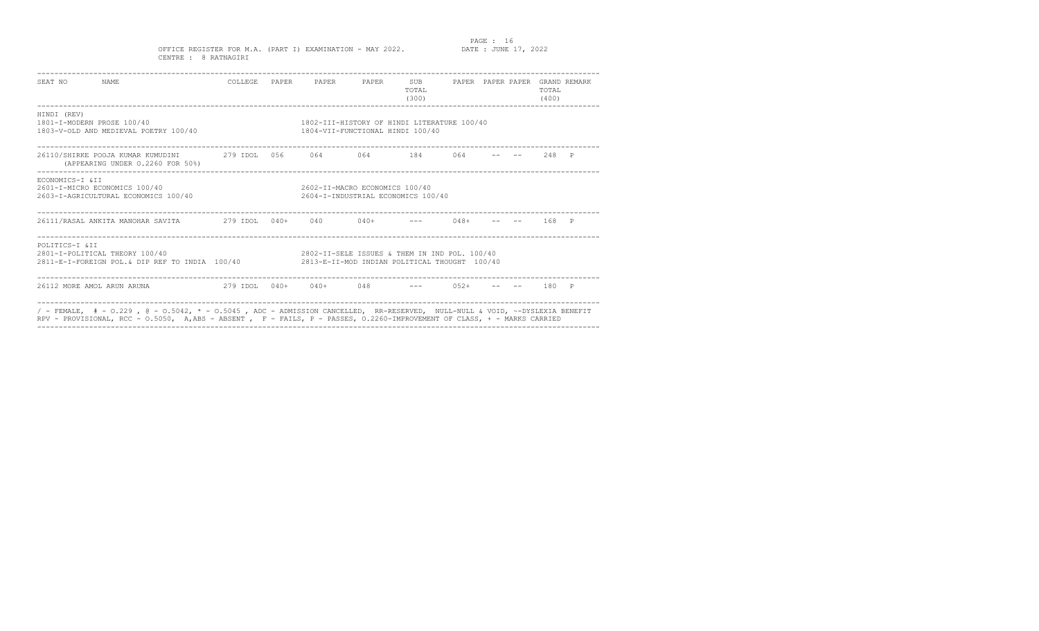OFFICE REGISTER FOR M.A. (PART I) EXAMINATION - MAY 2022.
DATE : JUNE 17, 2022
CENTRE : 8 RATNAGIRI

| SEAT NO | NAME | COLLEGE | PAPER | PAPER | PAPER | SUB TOTAL (300) | PAPER | PAPER | PAPER | GRAND TOTAL (400) | REMARK |
|---|---|---|---|---|---|---|---|---|---|---|---|
| HINDI (REV) | 1801-I-MODERN PROSE 100/40<br>1803-V-OLD AND MEDIEVAL POETRY 100/40<br>1802-III-HISTORY OF HINDI LITERATURE 100/40<br>1804-VII-FUNCTIONAL HINDI 100/40 | | | | | | | | | | |
| 26110 | /SHIRKE POOJA KUMAR KUMUDINI (APPEARING UNDER O.2260 FOR 50%) | 279 IDOL | 056 | 064 | 064 | 184 | 064 | -- | -- | 248 | P |
| ECONOMICS-I &II | 2601-I-MICRO ECONOMICS 100/40<br>2603-I-AGRICULTURAL ECONOMICS 100/40<br>2602-II-MACRO ECONOMICS 100/40<br>2604-I-INDUSTRIAL ECONOMICS 100/40 | | | | | | | | | | |
| 26111 | /RASAL ANKITA MANOHAR SAVITA | 279 IDOL | 040+ | 040 | 040+ | --- | 048+ | -- | -- | 168 | P |
| POLITICS-I &II | 2801-I-POLITICAL THEORY 100/40<br>2811-E-I-FOREIGN POL.& DIP REF TO INDIA 100/40<br>2802-II-SELE ISSUES & THEM IN IND POL. 100/40<br>2813-E-II-MOD INDIAN POLITICAL THOUGHT 100/40 | | | | | | | | | | |
| 26112 | MORE AMOL ARUN ARUNA | 279 IDOL | 040+ | 040+ | 048 | --- | 052+ | -- | -- | 180 | P |

/ - FEMALE, # - O.229 , @ - O.5042, * - O.5045 , ADC - ADMISSION CANCELLED, RR-RESERVED, NULL-NULL & VOID, ~-DYSLEXIA BENEFIT
RPV - PROVISIONAL, RCC - O.5050, A,ABS - ABSENT , F - FAILS, P - PASSES, O.2260-IMPROVEMENT OF CLASS, + - MARKS CARRIED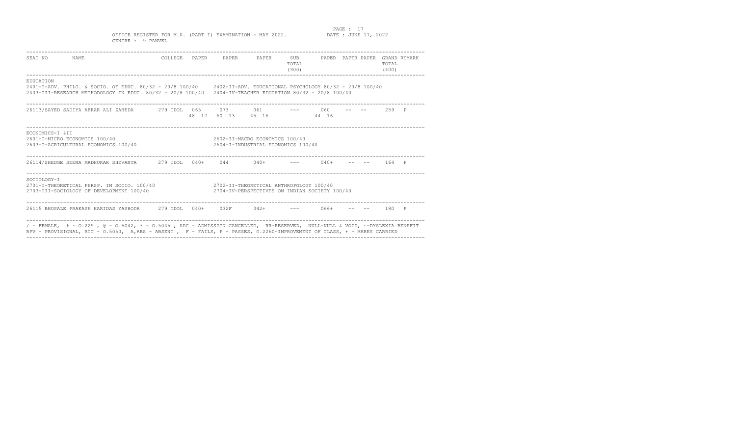OFFICE REGISTER FOR M.A. (PART I) EXAMINATION - MAY 2022.

DATE : JUNE 17, 2022

CENTRE : 9 PANVEL

| SEAT NO | NAME | COLLEGE | PAPER | PAPER | PAPER | SUB TOTAL (300) | PAPER | PAPER | PAPER | GRAND TOTAL (400) | REMARK |
|---|---|---|---|---|---|---|---|---|---|---|---|

**EDUCATION**

2401-I-ADV. PHILO. & SOCIO. OF EDUC. 80/32 - 20/8 100/40    2402-II-ADV. EDUCATIONAL PSYCHOLOGY 80/32 - 20/8 100/40
2403-III-RESEARCH METHODOLOGY IN EDUC. 80/32 - 20/8 100/40    2404-IV-TEACHER EDUCATION 80/32 - 20/8 100/40

| SEAT NO | NAME | COLLEGE | PAPER | PAPER | PAPER | SUB TOTAL (300) | PAPER | PAPER | PAPER | GRAND TOTAL (400) | REMARK |
|---|---|---|---|---|---|---|---|---|---|---|---|
| 26113 | /SAYED SADIYA ABRAR ALI ZAHEDA | 279 IDOL | 065 (48 17) | 073 (60 13) | 061 (45 16) | --- | 060 (44 16) | -- | -- | 259 | P |

**ECONOMICS-I &II**

2601-I-MICRO ECONOMICS 100/40    2602-II-MACRO ECONOMICS 100/40
2603-I-AGRICULTURAL ECONOMICS 100/40    2604-I-INDUSTRIAL ECONOMICS 100/40

| SEAT NO | NAME | COLLEGE | PAPER | PAPER | PAPER | SUB TOTAL (300) | PAPER | PAPER | PAPER | GRAND TOTAL (400) | REMARK |
|---|---|---|---|---|---|---|---|---|---|---|---|
| 26114 | /SHEDGE SEEMA MADHUKAR SHEVANTA | 279 IDOL | 040+ | 044 | 040+ | --- | 040+ | -- | -- | 164 | P |

**SOCIOLOGY-I**

2701-I-THEORETICAL PERSP. IN SOCIO. 100/40    2702-II-THEORETICAL ANTHROPOLOGY 100/40
2703-III-SOCIOLOGY OF DEVELOPMENT 100/40    2704-IV-PERSPECTIVES ON INDIAN SOCIETY 100/40

| SEAT NO | NAME | COLLEGE | PAPER | PAPER | PAPER | SUB TOTAL (300) | PAPER | PAPER | PAPER | GRAND TOTAL (400) | REMARK |
|---|---|---|---|---|---|---|---|---|---|---|---|
| 26115 | BHOSALE PRAKASH HARIDAS YASHODA | 279 IDOL | 040+ | 032F | 042+ | --- | 066+ | -- | -- | 180 | F |

/ - FEMALE, # - O.229 , @ - O.5042, * - O.5045 , ADC - ADMISSION CANCELLED, RR-RESERVED, NULL-NULL & VOID, ~-DYSLEXIA BENEFIT
RPV - PROVISIONAL, RCC - O.5050, A,ABS - ABSENT , F - FAILS, P - PASSES, O.2260-IMPROVEMENT OF CLASS, + - MARKS CARRIED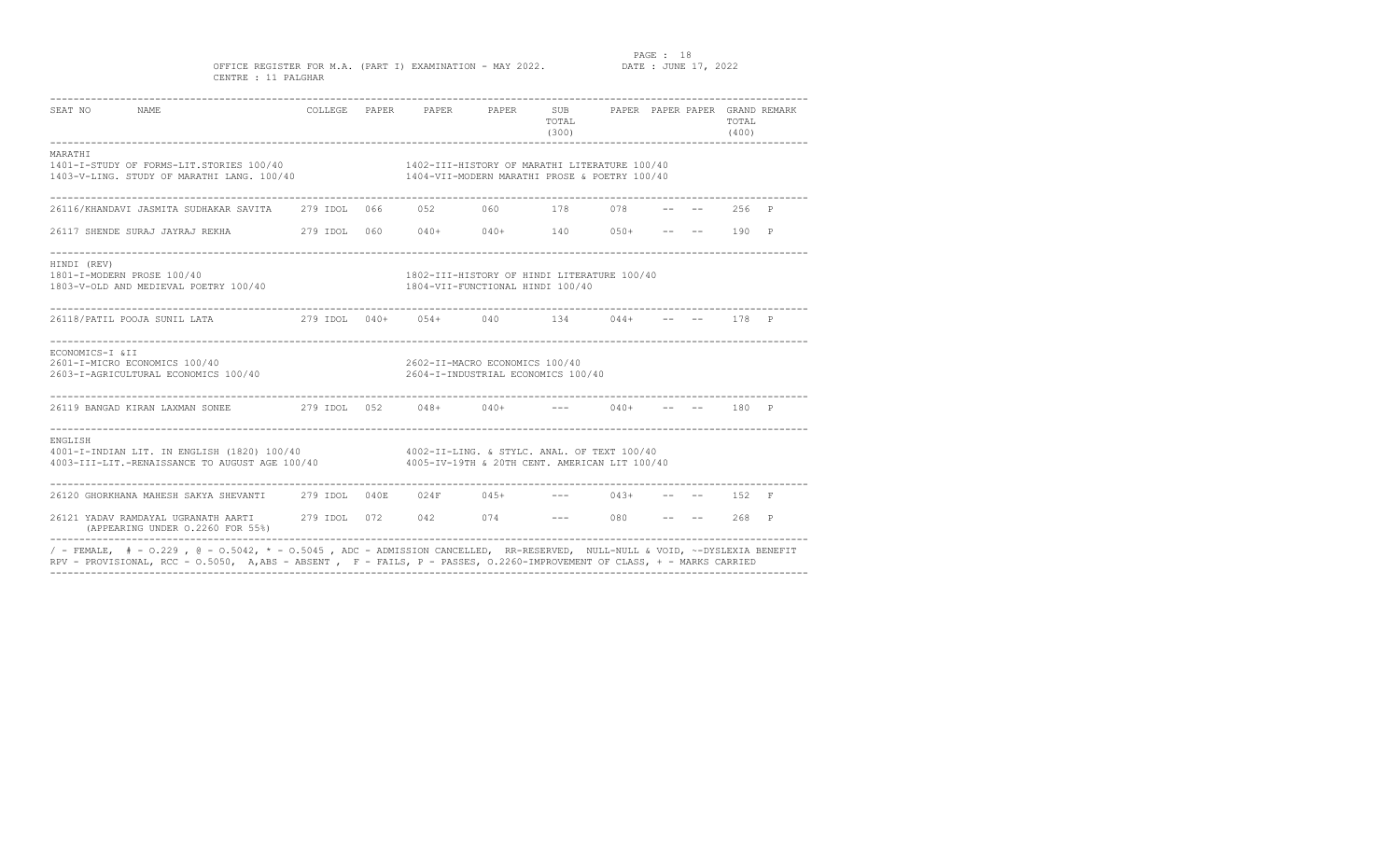OFFICE REGISTER FOR M.A. (PART I) EXAMINATION - MAY 2022.

DATE : JUNE 17, 2022

CENTRE : 11 PALGHAR

| SEAT NO | NAME | COLLEGE | PAPER | PAPER | PAPER | SUB TOTAL (300) | PAPER | PAPER | PAPER | GRAND TOTAL (400) | REMARK |
|---|---|---|---|---|---|---|---|---|---|---|---|
| **MARATHI** | | | | | | | | | | | |
| 1401-I-STUDY OF FORMS-LIT.STORIES 100/40 | | | 1402-III-HISTORY OF MARATHI LITERATURE 100/40 | | | | | | | | |
| 1403-V-LING. STUDY OF MARATHI LANG. 100/40 | | | 1404-VII-MODERN MARATHI PROSE & POETRY 100/40 | | | | | | | | |
| 26116/ | KHANDAVI JASMITA SUDHAKAR SAVITA | 279 IDOL | 066 | 052 | 060 | 178 | 078 | -- | -- | 256 | P |
| 26117 | SHENDE SURAJ JAYRAJ REKHA | 279 IDOL | 060 | 040+ | 040+ | 140 | 050+ | -- | -- | 190 | P |
| **HINDI (REV)** | | | | | | | | | | | |
| 1801-I-MODERN PROSE 100/40 | | | 1802-III-HISTORY OF HINDI LITERATURE 100/40 | | | | | | | | |
| 1803-V-OLD AND MEDIEVAL POETRY 100/40 | | | 1804-VII-FUNCTIONAL HINDI 100/40 | | | | | | | | |
| 26118/ | PATIL POOJA SUNIL LATA | 279 IDOL | 040+ | 054+ | 040 | 134 | 044+ | -- | -- | 178 | P |
| **ECONOMICS-I &II** | | | | | | | | | | | |
| 2601-I-MICRO ECONOMICS 100/40 | | | 2602-II-MACRO ECONOMICS 100/40 | | | | | | | | |
| 2603-I-AGRICULTURAL ECONOMICS 100/40 | | | 2604-I-INDUSTRIAL ECONOMICS 100/40 | | | | | | | | |
| 26119 | BANGAD KIRAN LAXMAN SONEE | 279 IDOL | 052 | 048+ | 040+ | --- | 040+ | -- | -- | 180 | P |
| **ENGLISH** | | | | | | | | | | | |
| 4001-I-INDIAN LIT. IN ENGLISH (1820) 100/40 | | | 4002-II-LING. & STYLC. ANAL. OF TEXT 100/40 | | | | | | | | |
| 4003-III-LIT.-RENAISSANCE TO AUGUST AGE 100/40 | | | 4005-IV-19TH & 20TH CENT. AMERICAN LIT 100/40 | | | | | | | | |
| 26120 | GHORKHANA MAHESH SAKYA SHEVANTI | 279 IDOL | 040E | 024F | 045+ | --- | 043+ | -- | -- | 152 | F |
| 26121 | YADAV RAMDAYAL UGRANATH AARTI (APPEARING UNDER O.2260 FOR 55%) | 279 IDOL | 072 | 042 | 074 | --- | 080 | -- | -- | 268 | P |

/ - FEMALE, # - O.229 , @ - O.5042, * - O.5045 , ADC - ADMISSION CANCELLED, RR-RESERVED, NULL-NULL & VOID, ~-DYSLEXIA BENEFIT
RPV - PROVISIONAL, RCC - O.5050, A,ABS - ABSENT , F - FAILS, P - PASSES, O.2260-IMPROVEMENT OF CLASS, + - MARKS CARRIED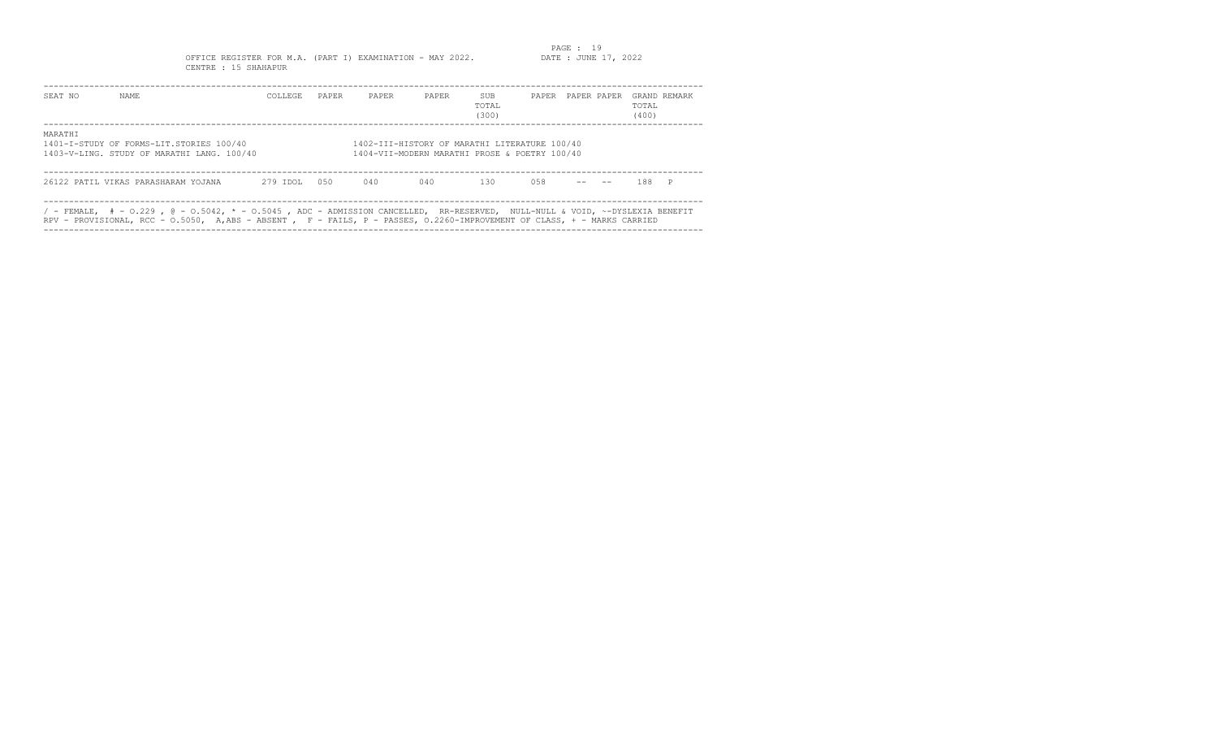OFFICE REGISTER FOR M.A. (PART I) EXAMINATION - MAY 2022.

DATE : JUNE 17, 2022

CENTRE : 15 SHAHAPUR

| SEAT NO | NAME | COLLEGE | PAPER | PAPER | PAPER | SUB TOTAL (300) | PAPER | PAPER | PAPER | GRAND TOTAL (400) | REMARK |
|---|---|---|---|---|---|---|---|---|---|---|---|
| 26122 | PATIL VIKAS PARASHARAM YOJANA | 279 IDOL | 050 | 040 | 040 | 130 | 058 | -- | -- | 188 | P |

MARATHI

1401-I-STUDY OF FORMS-LIT.STORIES 100/40

1402-III-HISTORY OF MARATHI LITERATURE 100/40

1403-V-LING. STUDY OF MARATHI LANG. 100/40

1404-VII-MODERN MARATHI PROSE & POETRY 100/40

/ - FEMALE, # - O.229 , @ - O.5042, * - O.5045 , ADC - ADMISSION CANCELLED, RR-RESERVED, NULL-NULL & VOID, ~-DYSLEXIA BENEFIT
RPV - PROVISIONAL, RCC - O.5050, A,ABS - ABSENT , F - FAILS, P - PASSES, O.2260-IMPROVEMENT OF CLASS, + - MARKS CARRIED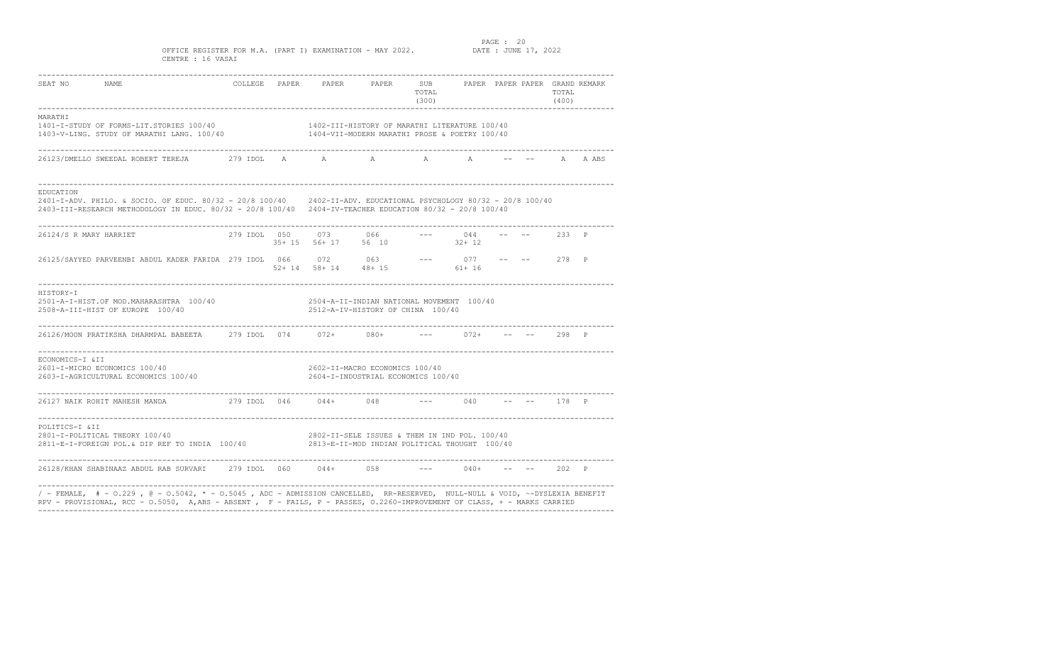OFFICE REGISTER FOR M.A. (PART I) EXAMINATION - MAY 2022. DATE : JUNE 17, 2022

CENTRE : 16 VASAI

| SEAT NO | NAME | COLLEGE | PAPER | PAPER | PAPER | SUB TOTAL (300) | PAPER | PAPER | PAPER | GRAND TOTAL (400) | REMARK |
|---|---|---|---|---|---|---|---|---|---|---|---|

**MARATHI**

1401-I-STUDY OF FORMS-LIT.STORIES 100/40 | 1402-III-HISTORY OF MARATHI LITERATURE 100/40
1403-V-LING. STUDY OF MARATHI LANG. 100/40 | 1404-VII-MODERN MARATHI PROSE & POETRY 100/40

| SEAT NO | NAME | COLLEGE | PAPER | PAPER | PAPER | SUB TOTAL (300) | PAPER | PAPER | PAPER | GRAND TOTAL (400) | REMARK |
|---|---|---|---|---|---|---|---|---|---|---|---|
| 26123 | /DMELLO SWEEDAL ROBERT TEREJA | 279 IDOL | A | A | A | A | A | -- | -- | A | A ABS |

**EDUCATION**

2401-I-ADV. PHILO. & SOCIO. OF EDUC. 80/32 - 20/8 100/40 | 2402-II-ADV. EDUCATIONAL PSYCHOLOGY 80/32 - 20/8 100/40
2403-III-RESEARCH METHODOLOGY IN EDUC. 80/32 - 20/8 100/40 | 2404-IV-TEACHER EDUCATION 80/32 - 20/8 100/40

| SEAT NO | NAME | COLLEGE | PAPER | PAPER | PAPER | SUB TOTAL (300) | PAPER | PAPER | PAPER | GRAND TOTAL (400) | REMARK |
|---|---|---|---|---|---|---|---|---|---|---|---|
| 26124 | /S R MARY HARRIET | 279 IDOL | 050 | 073 | 066 | --- | 044 | -- | -- | 233 | P |
| | | | 35+ 15 | 56+ 17 | 56 10 | | 32+ 12 | | | | |
| 26125 | /SAYYED PARVEENBI ABDUL KADER FARIDA | 279 IDOL | 066 | 072 | 063 | --- | 077 | -- | -- | 278 | P |
| | | | 52+ 14 | 58+ 14 | 48+ 15 | | 61+ 16 | | | | |

**HISTORY-I**

2501-A-I-HIST.OF MOD.MAHARASHTRA 100/40 | 2504-A-II-INDIAN NATIONAL MOVEMENT 100/40
2508-A-III-HIST OF EUROPE 100/40 | 2512-A-IV-HISTORY OF CHINA 100/40

| SEAT NO | NAME | COLLEGE | PAPER | PAPER | PAPER | SUB TOTAL (300) | PAPER | PAPER | PAPER | GRAND TOTAL (400) | REMARK |
|---|---|---|---|---|---|---|---|---|---|---|---|
| 26126 | /MOON PRATIKSHA DHARMPAL BABEETA | 279 IDOL | 074 | 072+ | 080+ | --- | 072+ | -- | -- | 298 | P |

**ECONOMICS-I &II**

2601-I-MICRO ECONOMICS 100/40 | 2602-II-MACRO ECONOMICS 100/40
2603-I-AGRICULTURAL ECONOMICS 100/40 | 2604-I-INDUSTRIAL ECONOMICS 100/40

| SEAT NO | NAME | COLLEGE | PAPER | PAPER | PAPER | SUB TOTAL (300) | PAPER | PAPER | PAPER | GRAND TOTAL (400) | REMARK |
|---|---|---|---|---|---|---|---|---|---|---|---|
| 26127 | NAIK ROHIT MAHESH MANDA | 279 IDOL | 046 | 044+ | 048 | --- | 040 | -- | -- | 178 | P |

**POLITICS-I &II**

2801-I-POLITICAL THEORY 100/40 | 2802-II-SELE ISSUES & THEM IN IND POL. 100/40
2811-E-I-FOREIGN POL.& DIP REF TO INDIA 100/40 | 2813-E-II-MOD INDIAN POLITICAL THOUGHT 100/40

| SEAT NO | NAME | COLLEGE | PAPER | PAPER | PAPER | SUB TOTAL (300) | PAPER | PAPER | PAPER | GRAND TOTAL (400) | REMARK |
|---|---|---|---|---|---|---|---|---|---|---|---|
| 26128 | /KHAN SHABINAAZ ABDUL RAB SURVARI | 279 IDOL | 060 | 044+ | 058 | --- | 040+ | -- | -- | 202 | P |

/ - FEMALE, # - O.229 , @ - O.5042, * - O.5045 , ADC - ADMISSION CANCELLED, RR-RESERVED, NULL-NULL & VOID, ~-DYSLEXIA BENEFIT
RPV - PROVISIONAL, RCC - O.5050, A,ABS - ABSENT , F - FAILS, P - PASSES, O.2260-IMPROVEMENT OF CLASS, + - MARKS CARRIED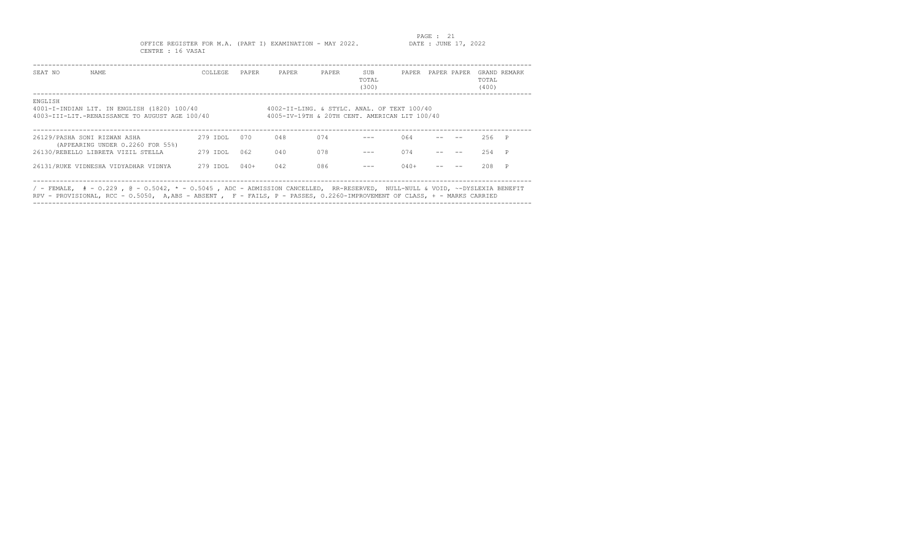OFFICE REGISTER FOR M.A. (PART I) EXAMINATION - MAY 2022.

DATE : JUNE 17, 2022

CENTRE : 16 VASAI

| SEAT NO | NAME | COLLEGE | PAPER | PAPER | PAPER | SUB TOTAL (300) | PAPER | PAPER | PAPER | GRAND TOTAL (400) | REMARK |
|---|---|---|---|---|---|---|---|---|---|---|---|

ENGLISH

4001-I-INDIAN LIT. IN ENGLISH (1820) 100/40
4002-II-LING. & STYLC. ANAL. OF TEXT 100/40
4003-III-LIT.-RENAISSANCE TO AUGUST AGE 100/40
4005-IV-19TH & 20TH CENT. AMERICAN LIT 100/40

| SEAT NO | NAME | COLLEGE | PAPER | PAPER | PAPER | SUB TOTAL (300) | PAPER | PAPER | PAPER | GRAND TOTAL (400) | REMARK |
|---|---|---|---|---|---|---|---|---|---|---|---|
| 26129 | /PASHA SONI RIZWAN ASHA (APPEARING UNDER O.2260 FOR 55%) | 279 IDOL | 070 | 048 | 074 | --- | 064 | -- | -- | 256 | P |
| 26130 | /REBELLO LIBRETA VIZIL STELLA | 279 IDOL | 062 | 040 | 078 | --- | 074 | -- | -- | 254 | P |
| 26131 | /RUKE VIDNESHA VIDYADHAR VIDNYA | 279 IDOL | 040+ | 042 | 086 | --- | 040+ | -- | -- | 208 | P |

/ - FEMALE, # - O.229 , @ - O.5042, * - O.5045 , ADC - ADMISSION CANCELLED, RR-RESERVED, NULL-NULL & VOID, ~-DYSLEXIA BENEFIT
RPV - PROVISIONAL, RCC - O.5050, A,ABS - ABSENT , F - FAILS, P - PASSES, O.2260-IMPROVEMENT OF CLASS, + - MARKS CARRIED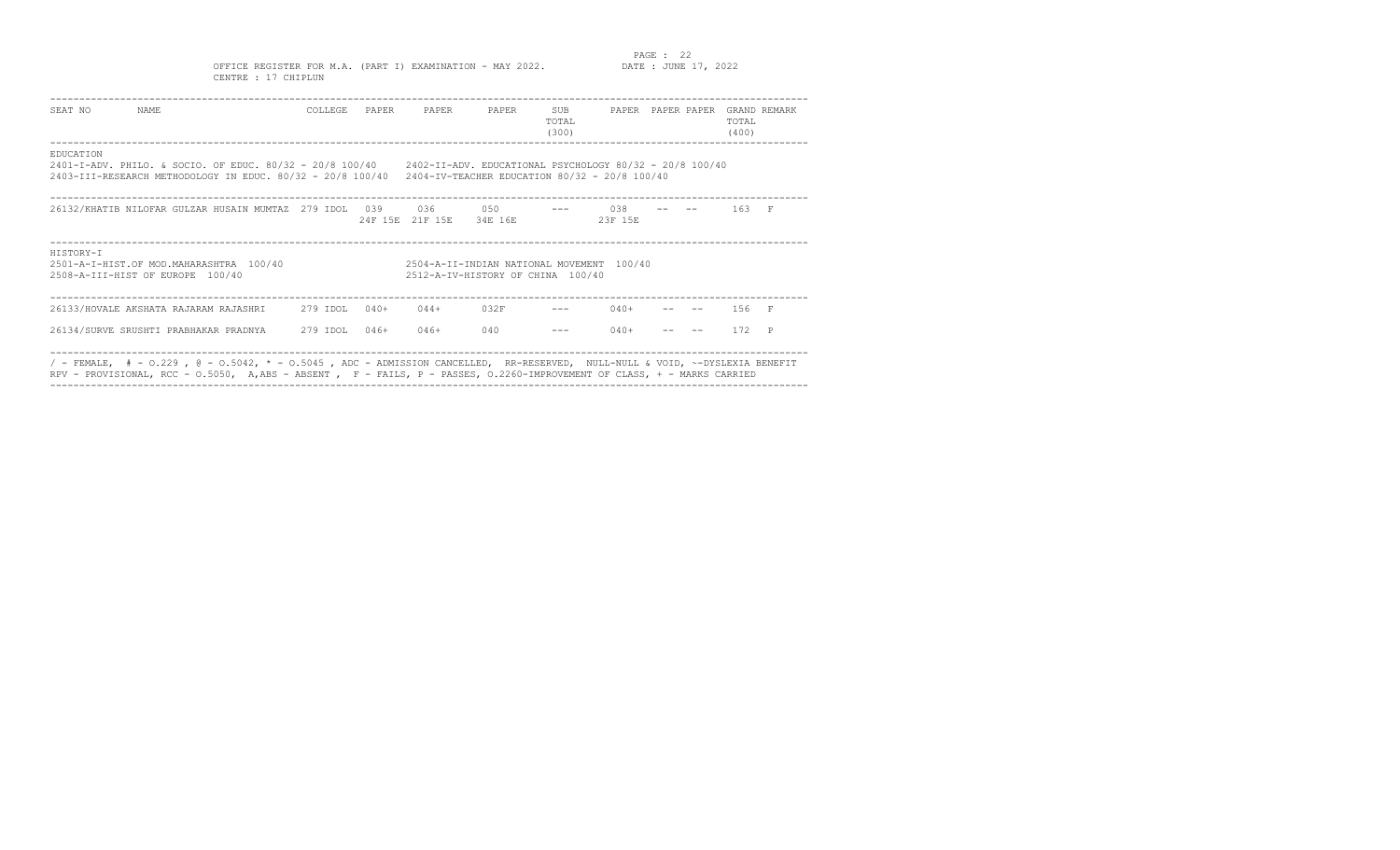OFFICE REGISTER FOR M.A. (PART I) EXAMINATION - MAY 2022.

DATE : JUNE 17, 2022

CENTRE : 17 CHIPLUN

| SEAT NO | NAME | COLLEGE | PAPER | PAPER | PAPER | SUB TOTAL (300) | PAPER | PAPER | PAPER | GRAND TOTAL (400) | REMARK |
|---|---|---|---|---|---|---|---|---|---|---|---|

EDUCATION

2401-I-ADV. PHILO. & SOCIO. OF EDUC. 80/32 - 20/8 100/40    2402-II-ADV. EDUCATIONAL PSYCHOLOGY 80/32 - 20/8 100/40
2403-III-RESEARCH METHODOLOGY IN EDUC. 80/32 - 20/8 100/40    2404-IV-TEACHER EDUCATION 80/32 - 20/8 100/40

| SEAT NO | NAME | COLLEGE | PAPER | PAPER | PAPER | SUB TOTAL (300) | PAPER | PAPER | PAPER | GRAND TOTAL (400) | REMARK |
|---|---|---|---|---|---|---|---|---|---|---|---|
| 26132/ | KHATIB NILOFAR GULZAR HUSAIN MUMTAZ | 279 IDOL | 039<br>24F 15E | 036<br>21F 15E | 050<br>34E 16E | --- | 038<br>23F 15E | -- | -- | 163 | F |

HISTORY-I

2501-A-I-HIST.OF MOD.MAHARASHTRA 100/40    2504-A-II-INDIAN NATIONAL MOVEMENT 100/40
2508-A-III-HIST OF EUROPE 100/40    2512-A-IV-HISTORY OF CHINA 100/40

| SEAT NO | NAME | COLLEGE | PAPER | PAPER | PAPER | SUB TOTAL (300) | PAPER | PAPER | PAPER | GRAND TOTAL (400) | REMARK |
|---|---|---|---|---|---|---|---|---|---|---|---|
| 26133/ | HOVALE AKSHATA RAJARAM RAJASHRI | 279 IDOL | 040+ | 044+ | 032F | --- | 040+ | -- | -- | 156 | F |
| 26134/ | SURVE SRUSHTI PRABHAKAR PRADNYA | 279 IDOL | 046+ | 046+ | 040 | --- | 040+ | -- | -- | 172 | P |

/ - FEMALE, # - O.229 , @ - O.5042, * - O.5045 , ADC - ADMISSION CANCELLED, RR-RESERVED, NULL-NULL & VOID, ~-DYSLEXIA BENEFIT
RPV - PROVISIONAL, RCC - O.5050, A,ABS - ABSENT , F - FAILS, P - PASSES, O.2260-IMPROVEMENT OF CLASS, + - MARKS CARRIED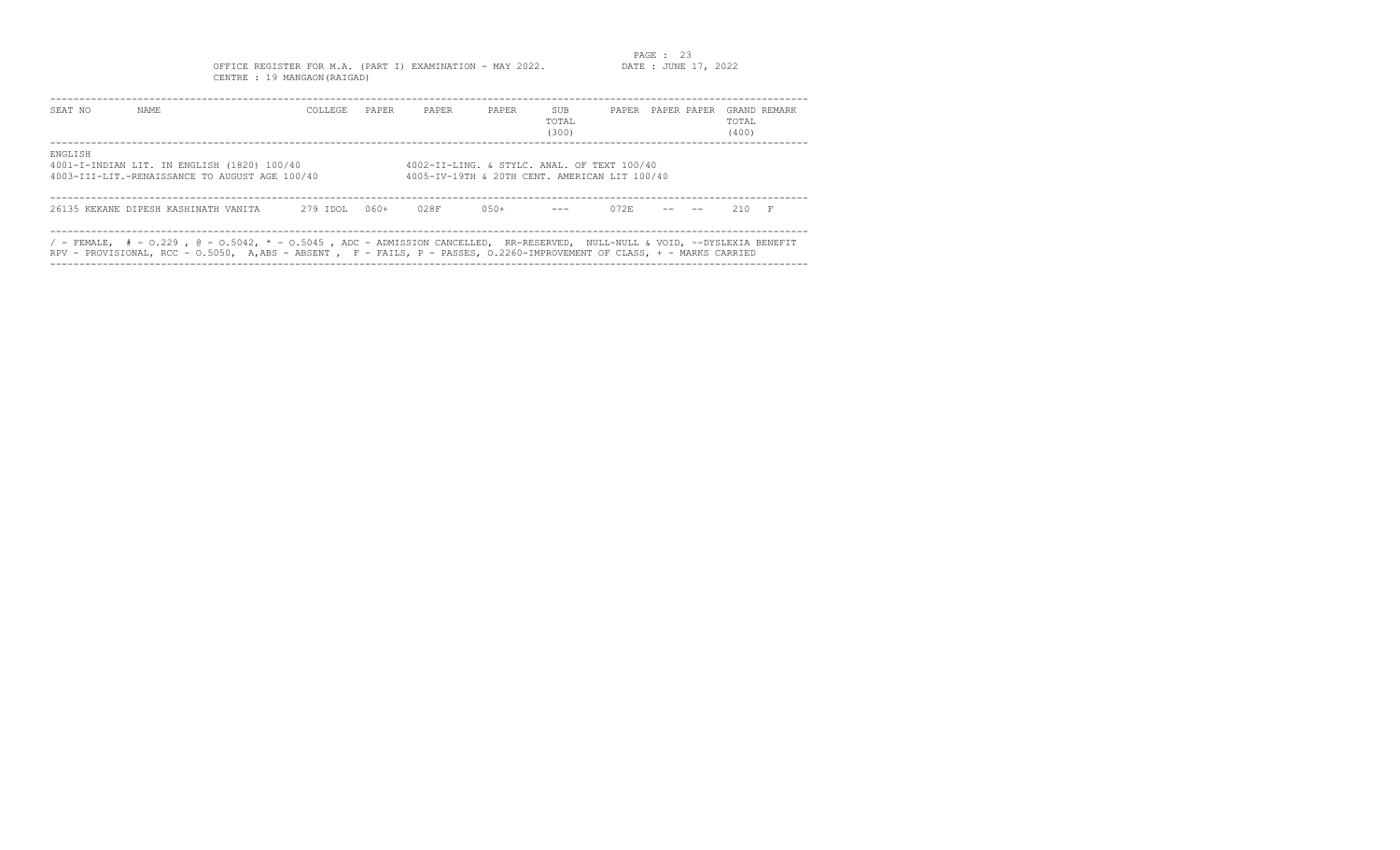OFFICE REGISTER FOR M.A. (PART I) EXAMINATION - MAY 2022.

DATE : JUNE 17, 2022

CENTRE : 19 MANGAON(RAIGAD)

| SEAT NO | NAME | COLLEGE | PAPER | PAPER | PAPER | SUB TOTAL (300) | PAPER | PAPER | PAPER | GRAND TOTAL (400) | REMARK |
|---|---|---|---|---|---|---|---|---|---|---|---|
| 26135 | KEKANE DIPESH KASHINATH VANITA | 279 IDOL | 060+ | 028F | 050+ | --- | 072E | -- | -- | 210 | F |

ENGLISH

4001-I-INDIAN LIT. IN ENGLISH (1820) 100/40

4002-II-LING. & STYLC. ANAL. OF TEXT 100/40

4003-III-LIT.-RENAISSANCE TO AUGUST AGE 100/40

4005-IV-19TH & 20TH CENT. AMERICAN LIT 100/40

/ - FEMALE, # - O.229 , @ - O.5042, * - O.5045 , ADC - ADMISSION CANCELLED, RR-RESERVED, NULL-NULL & VOID, ~-DYSLEXIA BENEFIT
RPV - PROVISIONAL, RCC - O.5050, A,ABS - ABSENT , F - FAILS, P - PASSES, O.2260-IMPROVEMENT OF CLASS, + - MARKS CARRIED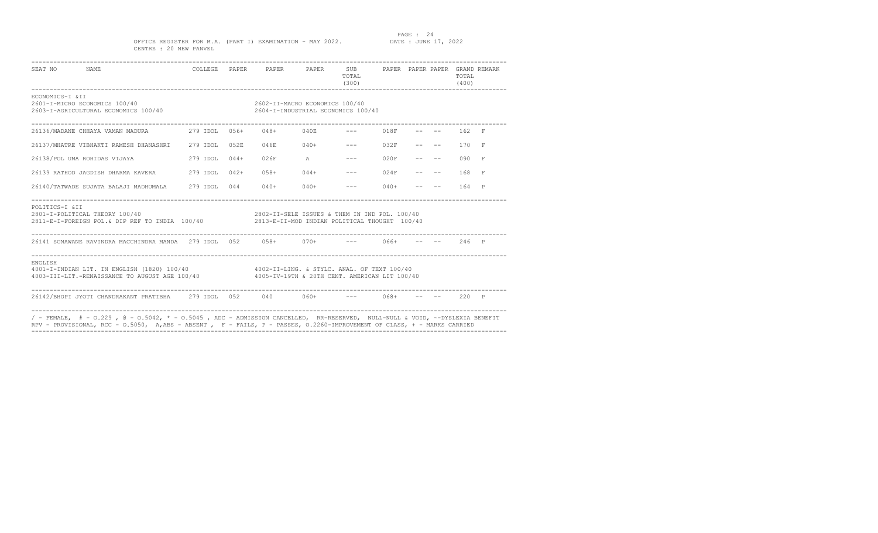OFFICE REGISTER FOR M.A. (PART I) EXAMINATION - MAY 2022.

DATE : JUNE 17, 2022

CENTRE : 20 NEW PANVEL

| SEAT NO | NAME | COLLEGE | PAPER | PAPER | PAPER | SUB TOTAL (300) | PAPER | PAPER | PAPER | GRAND TOTAL (400) | REMARK |
|---|---|---|---|---|---|---|---|---|---|---|---|

**ECONOMICS-I &II**

2601-I-MICRO ECONOMICS 100/40
2602-II-MACRO ECONOMICS 100/40
2603-I-AGRICULTURAL ECONOMICS 100/40
2604-I-INDUSTRIAL ECONOMICS 100/40

| SEAT NO | NAME | COLLEGE | PAPER | PAPER | PAPER | SUB TOTAL (300) | PAPER | PAPER | PAPER | GRAND TOTAL (400) | REMARK |
|---|---|---|---|---|---|---|---|---|---|---|---|
| 26136/ | MADANE CHHAYA VAMAN MADURA | 279 IDOL | 056+ | 048+ | 040E | --- | 018F | -- | -- | 162 | F |
| 26137/ | MHATRE VIBHAKTI RAMESH DHANASHRI | 279 IDOL | 052E | 046E | 040+ | --- | 032F | -- | -- | 170 | F |
| 26138/ | POL UMA ROHIDAS VIJAYA | 279 IDOL | 044+ | 026F | A | --- | 020F | -- | -- | 090 | F |
| 26139 | RATHOD JAGDISH DHARMA KAVERA | 279 IDOL | 042+ | 058+ | 044+ | --- | 024F | -- | -- | 168 | F |
| 26140/ | TATWADE SUJATA BALAJI MADHUMALA | 279 IDOL | 044 | 040+ | 040+ | --- | 040+ | -- | -- | 164 | P |

**POLITICS-I &II**

2801-I-POLITICAL THEORY 100/40
2802-II-SELE ISSUES & THEM IN IND POL. 100/40
2811-E-I-FOREIGN POL.& DIP REF TO INDIA 100/40
2813-E-II-MOD INDIAN POLITICAL THOUGHT 100/40

| SEAT NO | NAME | COLLEGE | PAPER | PAPER | PAPER | SUB TOTAL (300) | PAPER | PAPER | PAPER | GRAND TOTAL (400) | REMARK |
|---|---|---|---|---|---|---|---|---|---|---|---|
| 26141 | SONAWANE RAVINDRA MACCHINDRA MANDA | 279 IDOL | 052 | 058+ | 070+ | --- | 066+ | -- | -- | 246 | P |

**ENGLISH**

4001-I-INDIAN LIT. IN ENGLISH (1820) 100/40
4002-II-LING. & STYLC. ANAL. OF TEXT 100/40
4003-III-LIT.-RENAISSANCE TO AUGUST AGE 100/40
4005-IV-19TH & 20TH CENT. AMERICAN LIT 100/40

| SEAT NO | NAME | COLLEGE | PAPER | PAPER | PAPER | SUB TOTAL (300) | PAPER | PAPER | PAPER | GRAND TOTAL (400) | REMARK |
|---|---|---|---|---|---|---|---|---|---|---|---|
| 26142/ | BHOPI JYOTI CHANDRAKANT PRATIBHA | 279 IDOL | 052 | 040 | 060+ | --- | 068+ | -- | -- | 220 | P |

/ - FEMALE, # - O.229 , @ - O.5042, * - O.5045 , ADC - ADMISSION CANCELLED, RR-RESERVED, NULL-NULL & VOID, ~-DYSLEXIA BENEFIT
RPV - PROVISIONAL, RCC - O.5050, A,ABS - ABSENT , F - FAILS, P - PASSES, O.2260-IMPROVEMENT OF CLASS, + - MARKS CARRIED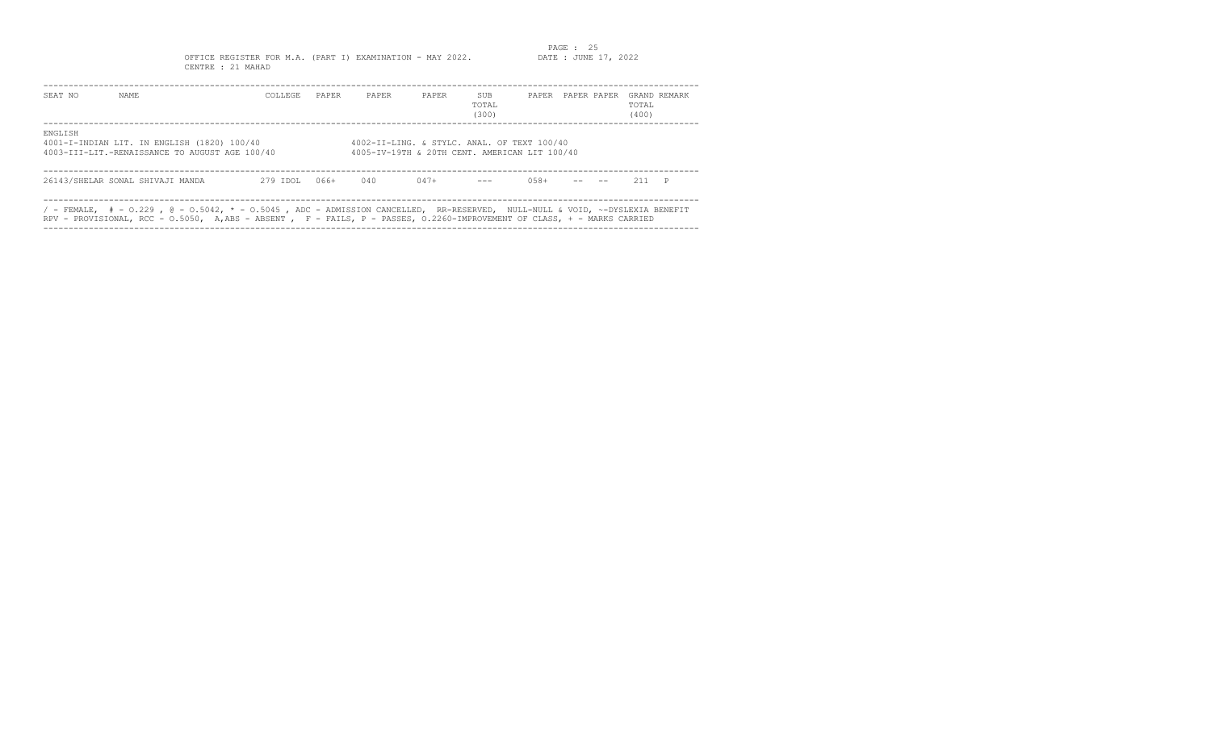OFFICE REGISTER FOR M.A. (PART I) EXAMINATION - MAY 2022.

DATE : JUNE 17, 2022

CENTRE : 21 MAHAD

| SEAT NO | NAME | COLLEGE | PAPER | PAPER | PAPER | SUB TOTAL (300) | PAPER | PAPER | PAPER | GRAND TOTAL (400) | REMARK |
|---|---|---|---|---|---|---|---|---|---|---|---|

ENGLISH

4001-I-INDIAN LIT. IN ENGLISH (1820) 100/40
4002-II-LING. & STYLC. ANAL. OF TEXT 100/40
4003-III-LIT.-RENAISSANCE TO AUGUST AGE 100/40
4005-IV-19TH & 20TH CENT. AMERICAN LIT 100/40

| SEAT NO | NAME | COLLEGE | PAPER | PAPER | PAPER | SUB TOTAL (300) | PAPER | PAPER | PAPER | GRAND TOTAL (400) | REMARK |
|---|---|---|---|---|---|---|---|---|---|---|---|
| 26143 | /SHELAR SONAL SHIVAJI MANDA | 279 IDOL | 066+ | 040 | 047+ | --- | 058+ | -- | -- | 211 | P |

/ - FEMALE, # - O.229 , @ - O.5042, * - O.5045 , ADC - ADMISSION CANCELLED, RR-RESERVED, NULL-NULL & VOID, ~-DYSLEXIA BENEFIT
RPV - PROVISIONAL, RCC - O.5050, A,ABS - ABSENT , F - FAILS, P - PASSES, O.2260-IMPROVEMENT OF CLASS, + - MARKS CARRIED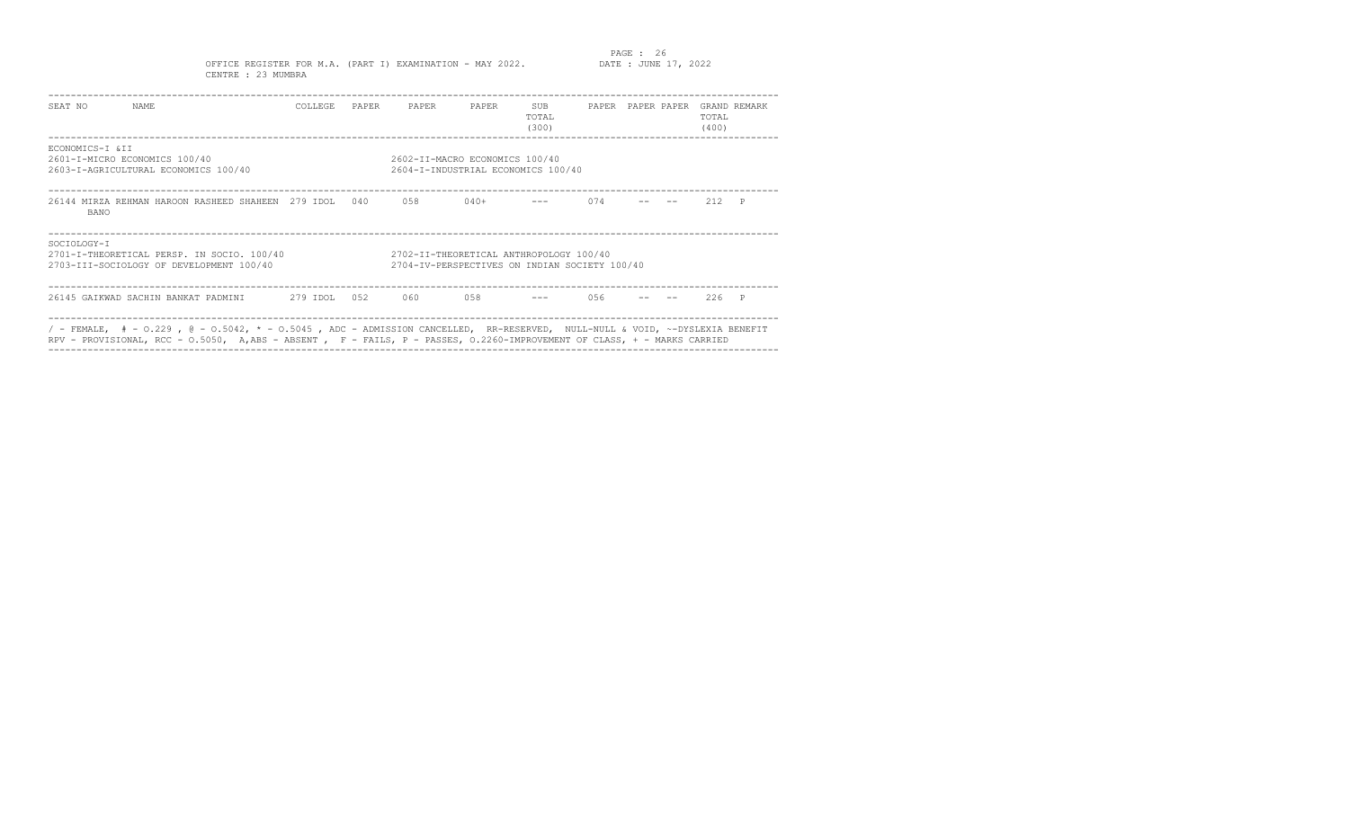OFFICE REGISTER FOR M.A. (PART I) EXAMINATION - MAY 2022.

CENTRE : 23 MUMBRA

DATE : JUNE 17, 2022

| SEAT NO | NAME | COLLEGE | PAPER | PAPER | PAPER | SUB TOTAL (300) | PAPER | PAPER | PAPER | GRAND TOTAL (400) | REMARK |
|---|---|---|---|---|---|---|---|---|---|---|---|

**ECONOMICS-I &II**

2601-I-MICRO ECONOMICS 100/40
2602-II-MACRO ECONOMICS 100/40
2603-I-AGRICULTURAL ECONOMICS 100/40
2604-I-INDUSTRIAL ECONOMICS 100/40

| SEAT NO | NAME | COLLEGE | PAPER | PAPER | PAPER | SUB TOTAL (300) | PAPER | PAPER | PAPER | GRAND TOTAL (400) | REMARK |
|---|---|---|---|---|---|---|---|---|---|---|---|
| 26144 | MIRZA REHMAN HAROON RASHEED SHAHEEN BANO | 279 IDOL | 040 | 058 | 040+ | --- | 074 | -- | -- | 212 | P |

**SOCIOLOGY-I**

2701-I-THEORETICAL PERSP. IN SOCIO. 100/40
2702-II-THEORETICAL ANTHROPOLOGY 100/40
2703-III-SOCIOLOGY OF DEVELOPMENT 100/40
2704-IV-PERSPECTIVES ON INDIAN SOCIETY 100/40

| SEAT NO | NAME | COLLEGE | PAPER | PAPER | PAPER | SUB TOTAL (300) | PAPER | PAPER | PAPER | GRAND TOTAL (400) | REMARK |
|---|---|---|---|---|---|---|---|---|---|---|---|
| 26145 | GAIKWAD SACHIN BANKAT PADMINI | 279 IDOL | 052 | 060 | 058 | --- | 056 | -- | -- | 226 | P |

/ - FEMALE, # - O.229 , @ - O.5042, * - O.5045 , ADC - ADMISSION CANCELLED, RR-RESERVED, NULL-NULL & VOID, ~-DYSLEXIA BENEFIT
RPV - PROVISIONAL, RCC - O.5050, A,ABS - ABSENT , F - FAILS, P - PASSES, O.2260-IMPROVEMENT OF CLASS, + - MARKS CARRIED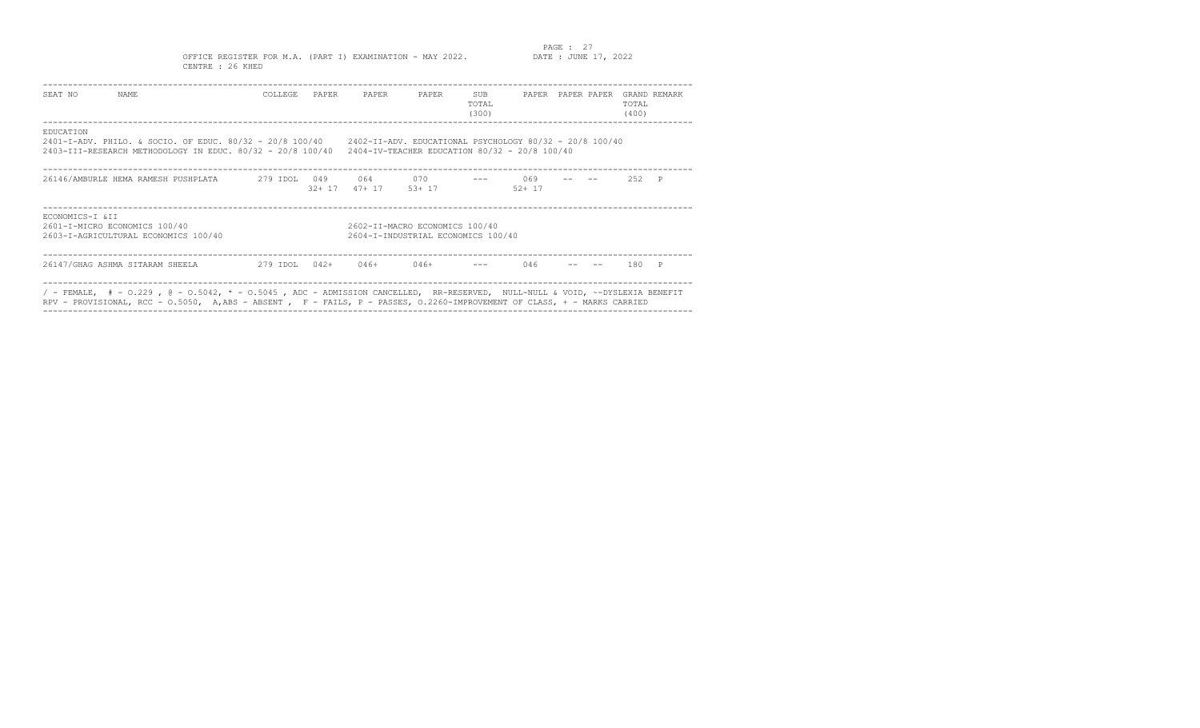OFFICE REGISTER FOR M.A. (PART I) EXAMINATION - MAY 2022.

DATE : JUNE 17, 2022

CENTRE : 26 KHED

| SEAT NO | NAME | COLLEGE | PAPER | PAPER | PAPER | SUB TOTAL (300) | PAPER | PAPER | PAPER | GRAND TOTAL (400) | REMARK |
|---|---|---|---|---|---|---|---|---|---|---|---|

**EDUCATION**

2401-I-ADV. PHILO. & SOCIO. OF EDUC. 80/32 - 20/8 100/40    2402-II-ADV. EDUCATIONAL PSYCHOLOGY 80/32 - 20/8 100/40
2403-III-RESEARCH METHODOLOGY IN EDUC. 80/32 - 20/8 100/40    2404-IV-TEACHER EDUCATION 80/32 - 20/8 100/40

| SEAT NO | NAME | COLLEGE | PAPER | PAPER | PAPER | SUB TOTAL (300) | PAPER | PAPER | PAPER | GRAND TOTAL (400) | REMARK |
|---|---|---|---|---|---|---|---|---|---|---|---|
| 26146/AMBURLE HEMA RAMESH PUSHPLATA | | 279 IDOL | 049<br>32+ 17 | 064<br>47+ 17 | 070<br>53+ 17 | --- | 069<br>52+ 17 | -- | -- | 252 | P |

**ECONOMICS-I &II**

2601-I-MICRO ECONOMICS 100/40    2602-II-MACRO ECONOMICS 100/40
2603-I-AGRICULTURAL ECONOMICS 100/40    2604-I-INDUSTRIAL ECONOMICS 100/40

| SEAT NO | NAME | COLLEGE | PAPER | PAPER | PAPER | SUB TOTAL (300) | PAPER | PAPER | PAPER | GRAND TOTAL (400) | REMARK |
|---|---|---|---|---|---|---|---|---|---|---|---|
| 26147/GHAG ASHMA SITARAM SHEELA | | 279 IDOL | 042+ | 046+ | 046+ | --- | 046 | -- | -- | 180 | P |

/ - FEMALE, # - O.229 , @ - O.5042, * - O.5045 , ADC - ADMISSION CANCELLED, RR-RESERVED, NULL-NULL & VOID, ~-DYSLEXIA BENEFIT
RPV - PROVISIONAL, RCC - O.5050, A,ABS - ABSENT , F - FAILS, P - PASSES, O.2260-IMPROVEMENT OF CLASS, + - MARKS CARRIED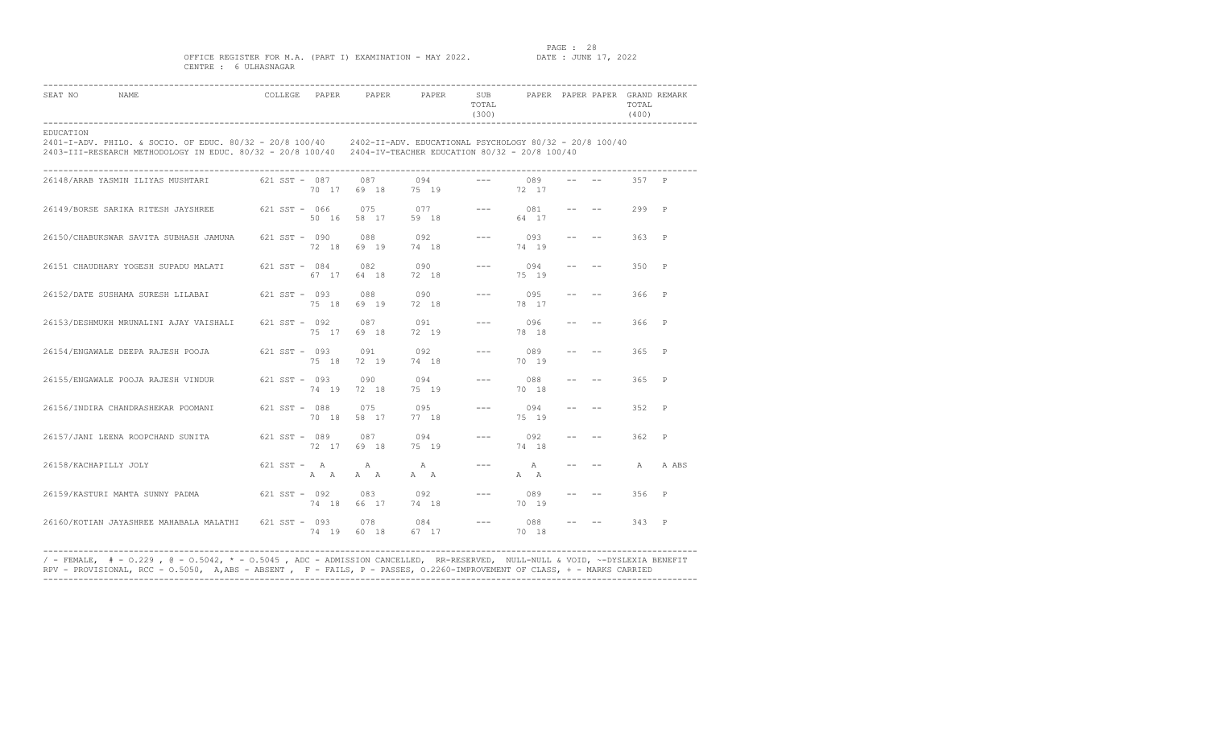OFFICE REGISTER FOR M.A. (PART I) EXAMINATION - MAY 2022.
DATE : JUNE 17, 2022
CENTRE : 6 ULHASNAGAR

| SEAT NO | NAME | COLLEGE | | PAPER | PAPER | PAPER | SUB TOTAL (300) | PAPER | PAPER | PAPER | GRAND TOTAL (400) | REMARK |
|---|---|---|---|---|---|---|---|---|---|---|---|---|

EDUCATION

2401-I-ADV. PHILO. & SOCIO. OF EDUC. 80/32 - 20/8 100/40    2402-II-ADV. EDUCATIONAL PSYCHOLOGY 80/32 - 20/8 100/40
2403-III-RESEARCH METHODOLOGY IN EDUC. 80/32 - 20/8 100/40    2404-IV-TEACHER EDUCATION 80/32 - 20/8 100/40

| SEAT NO | NAME | COLLEGE | | PAPER | PAPER | PAPER | SUB TOTAL (300) | PAPER | PAPER | PAPER | GRAND TOTAL (400) | REMARK |
|---|---|---|---|---|---|---|---|---|---|---|---|---|
| 26148/ | ARAB YASMIN ILIYAS MUSHTARI | 621 | SST = | 087<br>70 17 | 087<br>69 18 | 094<br>75 19 | --- | 089<br>72 17 | -- | -- | 357 | P |
| 26149/ | BORSE SARIKA RITESH JAYSHREE | 621 | SST = | 066<br>50 16 | 075<br>58 17 | 077<br>59 18 | --- | 081<br>64 17 | -- | -- | 299 | P |
| 26150/ | CHABUKSWAR SAVITA SUBHASH JAMUNA | 621 | SST = | 090<br>72 18 | 088<br>69 19 | 092<br>74 18 | --- | 093<br>74 19 | -- | -- | 363 | P |
| 26151 | CHAUDHARY YOGESH SUPADU MALATI | 621 | SST = | 084<br>67 17 | 082<br>64 18 | 090<br>72 18 | --- | 094<br>75 19 | -- | -- | 350 | P |
| 26152/ | DATE SUSHAMA SURESH LILABAI | 621 | SST = | 093<br>75 18 | 088<br>69 19 | 090<br>72 18 | --- | 095<br>78 17 | -- | -- | 366 | P |
| 26153/ | DESHMUKH MRUNALINI AJAY VAISHALI | 621 | SST = | 092<br>75 17 | 087<br>69 18 | 091<br>72 19 | --- | 096<br>78 18 | -- | -- | 366 | P |
| 26154/ | ENGAWALE DEEPA RAJESH POOJA | 621 | SST = | 093<br>75 18 | 091<br>72 19 | 092<br>74 18 | --- | 089<br>70 19 | -- | -- | 365 | P |
| 26155/ | ENGAWALE POOJA RAJESH VINDUR | 621 | SST = | 093<br>74 19 | 090<br>72 18 | 094<br>75 19 | --- | 088<br>70 18 | -- | -- | 365 | P |
| 26156/ | INDIRA CHANDRASHEKAR POOMANI | 621 | SST = | 088<br>70 18 | 075<br>58 17 | 095<br>77 18 | --- | 094<br>75 19 | -- | -- | 352 | P |
| 26157/ | JANI LEENA ROOPCHAND SUNITA | 621 | SST = | 089<br>72 17 | 087<br>69 18 | 094<br>75 19 | --- | 092<br>74 18 | -- | -- | 362 | P |
| 26158/ | KACHAPILLY JOLY | 621 | SST = | A<br>A A | A<br>A A | A<br>A A | --- | A<br>A A | -- | -- | A | A ABS |
| 26159/ | KASTURI MAMTA SUNNY PADMA | 621 | SST = | 092<br>74 18 | 083<br>66 17 | 092<br>74 18 | --- | 089<br>70 19 | -- | -- | 356 | P |
| 26160/ | KOTIAN JAYASHREE MAHABALA MALATHI | 621 | SST = | 093<br>74 19 | 078<br>60 18 | 084<br>67 17 | --- | 088<br>70 18 | -- | -- | 343 | P |

/ - FEMALE, # - O.229 , @ - O.5042, * - O.5045 , ADC - ADMISSION CANCELLED, RR-RESERVED, NULL-NULL & VOID, ~-DYSLEXIA BENEFIT
RPV - PROVISIONAL, RCC - O.5050, A,ABS - ABSENT , F - FAILS, P - PASSES, O.2260-IMPROVEMENT OF CLASS, + - MARKS CARRIED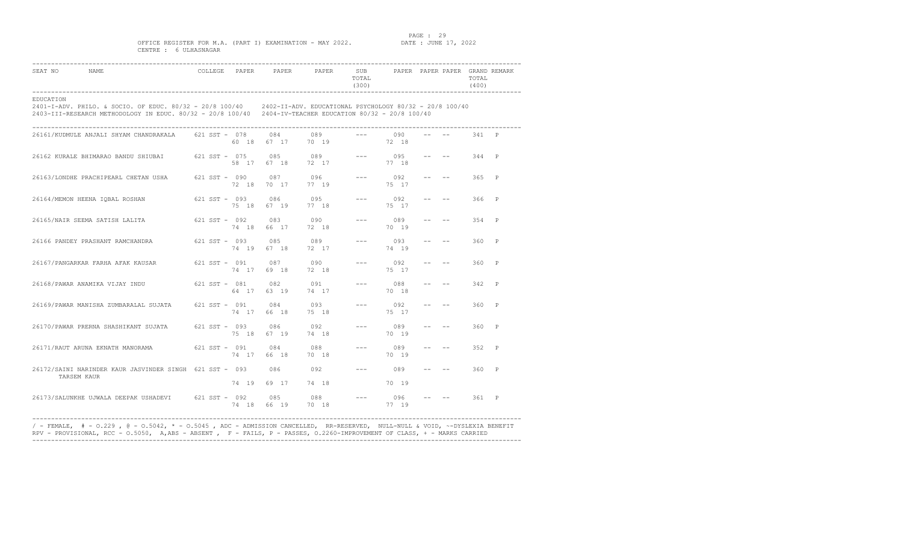OFFICE REGISTER FOR M.A. (PART I) EXAMINATION - MAY 2022. DATE : JUNE 17, 2022

CENTRE : 6 ULHASNAGAR

**EDUCATION**

2401-I-ADV. PHILO. & SOCIO. OF EDUC. 80/32 - 20/8 100/40 2402-II-ADV. EDUCATIONAL PSYCHOLOGY 80/32 - 20/8 100/40
2403-III-RESEARCH METHODOLOGY IN EDUC. 80/32 - 20/8 100/40 2404-IV-TEACHER EDUCATION 80/32 - 20/8 100/40

| SEAT NO | NAME | COLLEGE | PAPER | PAPER | PAPER | SUB TOTAL (300) | PAPER | PAPER | PAPER | GRAND TOTAL (400) | REMARK |
|---|---|---|---|---|---|---|---|---|---|---|---|
| 26161/ | KUDMULE ANJALI SHYAM CHANDRAKALA | 621 SST = | 078 (60 18) | 084 (67 17) | 089 (70 19) | --- | 090 (72 18) | -- | -- | 341 | P |
| 26162 | KURALE BHIMARAO BANDU SHIUBAI | 621 SST = | 075 (58 17) | 085 (67 18) | 089 (72 17) | --- | 095 (77 18) | -- | -- | 344 | P |
| 26163/ | LONDHE PRACHIPEARL CHETAN USHA | 621 SST = | 090 (72 18) | 087 (70 17) | 096 (77 19) | --- | 092 (75 17) | -- | -- | 365 | P |
| 26164/ | MEMON HEENA IQBAL ROSHAN | 621 SST = | 093 (75 18) | 086 (67 19) | 095 (77 18) | --- | 092 (75 17) | -- | -- | 366 | P |
| 26165/ | NAIR SEEMA SATISH LALITA | 621 SST = | 092 (74 18) | 083 (66 17) | 090 (72 18) | --- | 089 (70 19) | -- | -- | 354 | P |
| 26166 | PANDEY PRASHANT RAMCHANDRA | 621 SST = | 093 (74 19) | 085 (67 18) | 089 (72 17) | --- | 093 (74 19) | -- | -- | 360 | P |
| 26167/ | PANGARKAR FARHA AFAK KAUSAR | 621 SST = | 091 (74 17) | 087 (69 18) | 090 (72 18) | --- | 092 (75 17) | -- | -- | 360 | P |
| 26168/ | PAWAR ANAMIKA VIJAY INDU | 621 SST = | 081 (64 17) | 082 (63 19) | 091 (74 17) | --- | 088 (70 18) | -- | -- | 342 | P |
| 26169/ | PAWAR MANISHA ZUMBARALAL SUJATA | 621 SST = | 091 (74 17) | 084 (66 18) | 093 (75 18) | --- | 092 (75 17) | -- | -- | 360 | P |
| 26170/ | PAWAR PRERNA SHASHIKANT SUJATA | 621 SST = | 093 (75 18) | 086 (67 19) | 092 (74 18) | --- | 089 (70 19) | -- | -- | 360 | P |
| 26171/ | RAUT ARUNA EKNATH MANORAMA | 621 SST = | 091 (74 17) | 084 (66 18) | 088 (70 18) | --- | 089 (70 19) | -- | -- | 352 | P |
| 26172/ | SAINI NARINDER KAUR JASVINDER SINGH TARSEM KAUR | 621 SST = | 093 (74 19) | 086 (69 17) | 092 (74 18) | --- | 089 (70 19) | -- | -- | 360 | P |
| 26173/ | SALUNKHE UJWALA DEEPAK USHADEVI | 621 SST = | 092 (74 18) | 085 (66 19) | 088 (70 18) | --- | 096 (77 19) | -- | -- | 361 | P |

/ - FEMALE, # - O.229 , @ - O.5042, * - O.5045 , ADC - ADMISSION CANCELLED, RR-RESERVED, NULL-NULL & VOID, ~-DYSLEXIA BENEFIT
RPV - PROVISIONAL, RCC - O.5050, A,ABS - ABSENT , F - FAILS, P - PASSES, O.2260-IMPROVEMENT OF CLASS, + - MARKS CARRIED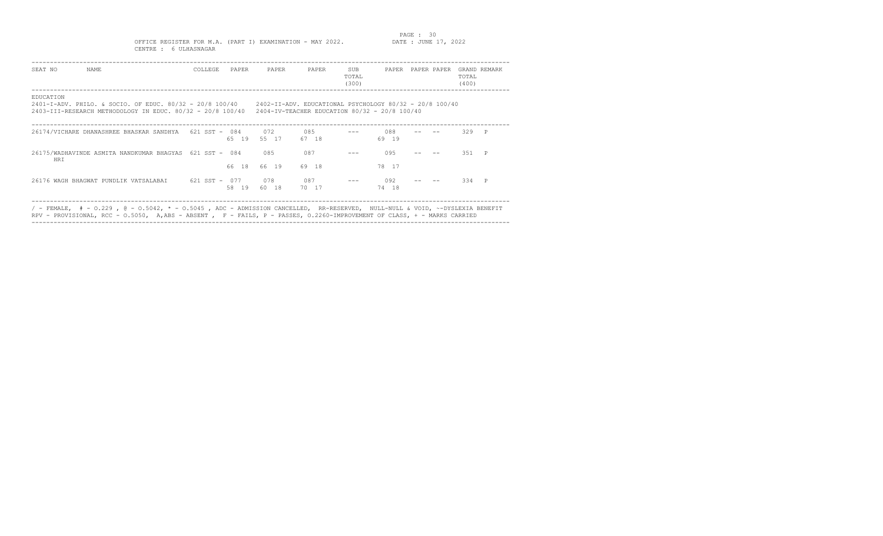OFFICE REGISTER FOR M.A. (PART I) EXAMINATION - MAY 2022.

DATE : JUNE 17, 2022

CENTRE : 6 ULHASNAGAR

| SEAT NO | NAME | COLLEGE | PAPER | PAPER | PAPER | SUB TOTAL (300) | PAPER | PAPER | PAPER | GRAND TOTAL (400) | REMARK |
|---|---|---|---|---|---|---|---|---|---|---|---|

EDUCATION

2401-I-ADV. PHILO. & SOCIO. OF EDUC. 80/32 - 20/8 100/40    2402-II-ADV. EDUCATIONAL PSYCHOLOGY 80/32 - 20/8 100/40

2403-III-RESEARCH METHODOLOGY IN EDUC. 80/32 - 20/8 100/40    2404-IV-TEACHER EDUCATION 80/32 - 20/8 100/40

| SEAT NO | NAME | COLLEGE | PAPER | PAPER | PAPER | SUB TOTAL (300) | PAPER | PAPER | PAPER | GRAND TOTAL (400) | REMARK |
|---|---|---|---|---|---|---|---|---|---|---|---|
| 26174/ | VICHARE DHANASHREE BHASKAR SANDHYA | 621 SST = | 084 | 072 | 085 | --- | 088 | -- | -- | 329 | P |
| | | | 65 19 | 55 17 | 67 18 | | 69 19 | | | | |
| 26175/ | WADHAVINDE ASMITA NANDKUMAR BHAGYASHRI | 621 SST = | 084 | 085 | 087 | --- | 095 | -- | -- | 351 | P |
| | | | 66 18 | 66 19 | 69 18 | | 78 17 | | | | |
| 26176 | WAGH BHAGWAT PUNDLIK VATSALABAI | 621 SST = | 077 | 078 | 087 | --- | 092 | -- | -- | 334 | P |
| | | | 58 19 | 60 18 | 70 17 | | 74 18 | | | | |

/ - FEMALE, # - O.229 , @ - O.5042, * - O.5045 , ADC - ADMISSION CANCELLED, RR-RESERVED, NULL-NULL & VOID, ~-DYSLEXIA BENEFIT
RPV - PROVISIONAL, RCC - O.5050, A,ABS - ABSENT , F - FAILS, P - PASSES, O.2260-IMPROVEMENT OF CLASS, + - MARKS CARRIED